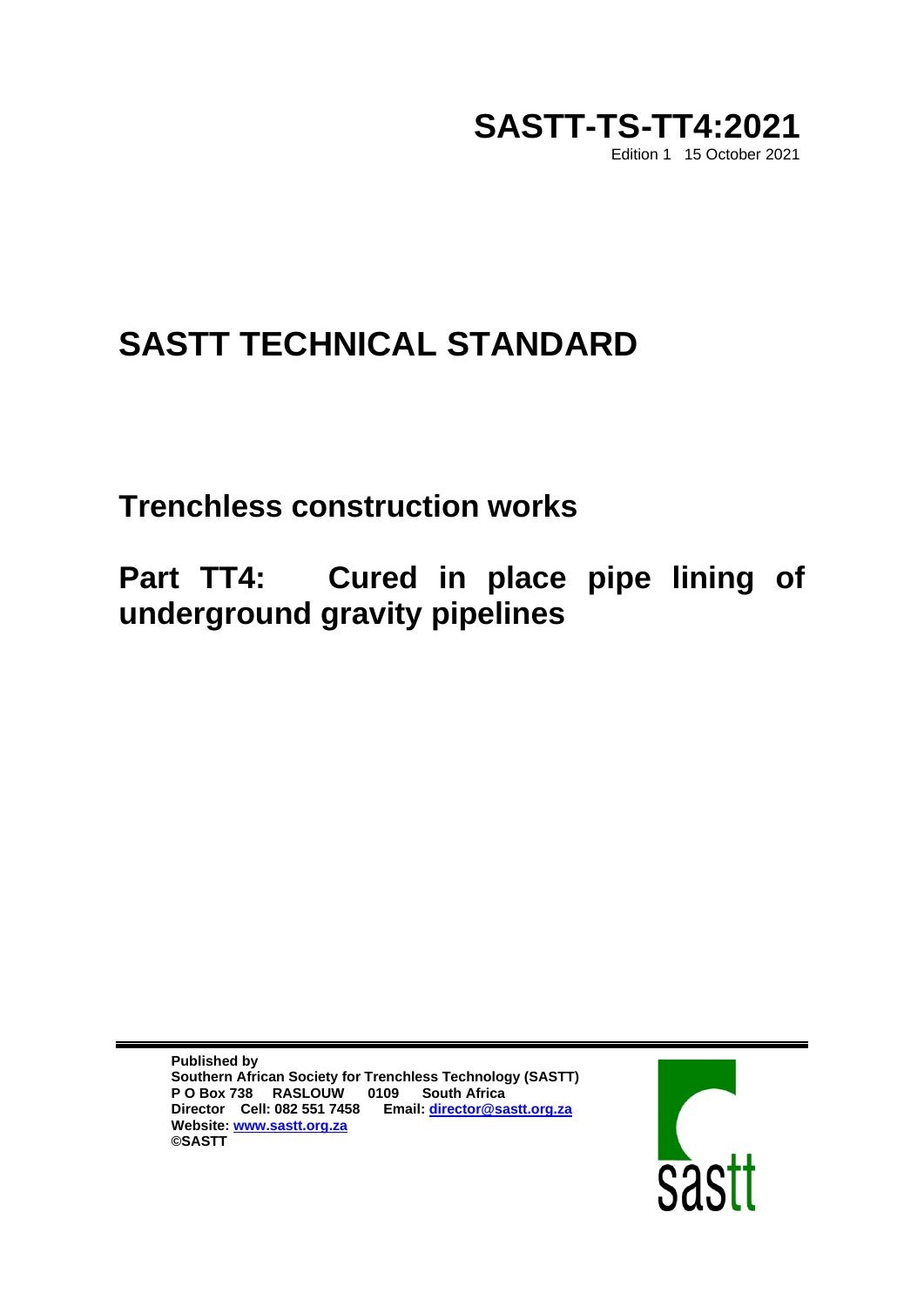**SASTT-TS-TT4:2021**

Edition 1 15 October 2021

# SASTT TECHNICAL STANDARD

## Trenchless construction works

## Part TT4: Cured in place pipe lining of underground gravity pipelines

**Published by**
**Southern African Society for Trenchless Technology (SASTT)**
**P O Box 738 RASLOUW 0109 South Africa**
**Director Cell: 082 551 7458 Email: director@sastt.org.za**
**Website: www.sastt.org.za**
**©SASTT**

sastt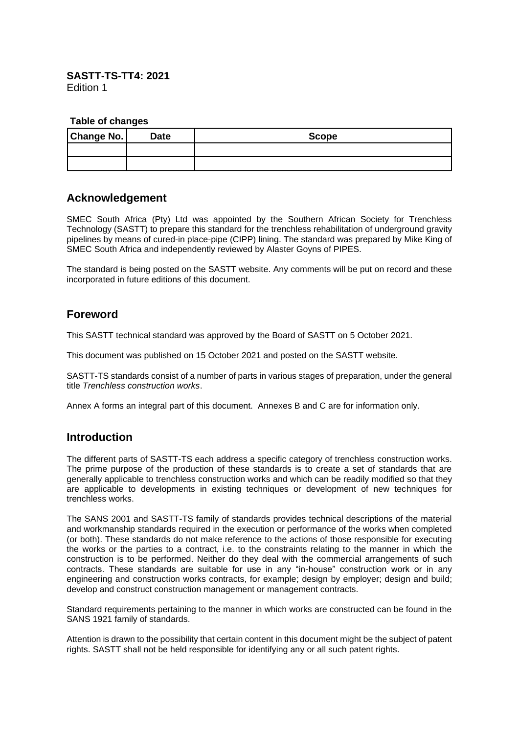**SASTT-TS-TT4: 2021**
Edition 1

**Table of changes**

| Change No. | Date | Scope |
| --- | --- | --- |
| | | |
| | | |

## Acknowledgement

SMEC South Africa (Pty) Ltd was appointed by the Southern African Society for Trenchless Technology (SASTT) to prepare this standard for the trenchless rehabilitation of underground gravity pipelines by means of cured-in place-pipe (CIPP) lining. The standard was prepared by Mike King of SMEC South Africa and independently reviewed by Alaster Goyns of PIPES.

The standard is being posted on the SASTT website. Any comments will be put on record and these incorporated in future editions of this document.

## Foreword

This SASTT technical standard was approved by the Board of SASTT on 5 October 2021.

This document was published on 15 October 2021 and posted on the SASTT website.

SASTT-TS standards consist of a number of parts in various stages of preparation, under the general title *Trenchless construction works*.

Annex A forms an integral part of this document. Annexes B and C are for information only.

## Introduction

The different parts of SASTT-TS each address a specific category of trenchless construction works. The prime purpose of the production of these standards is to create a set of standards that are generally applicable to trenchless construction works and which can be readily modified so that they are applicable to developments in existing techniques or development of new techniques for trenchless works.

The SANS 2001 and SASTT-TS family of standards provides technical descriptions of the material and workmanship standards required in the execution or performance of the works when completed (or both). These standards do not make reference to the actions of those responsible for executing the works or the parties to a contract, i.e. to the constraints relating to the manner in which the construction is to be performed. Neither do they deal with the commercial arrangements of such contracts. These standards are suitable for use in any "in-house" construction work or in any engineering and construction works contracts, for example; design by employer; design and build; develop and construct construction management or management contracts.

Standard requirements pertaining to the manner in which works are constructed can be found in the SANS 1921 family of standards.

Attention is drawn to the possibility that certain content in this document might be the subject of patent rights. SASTT shall not be held responsible for identifying any or all such patent rights.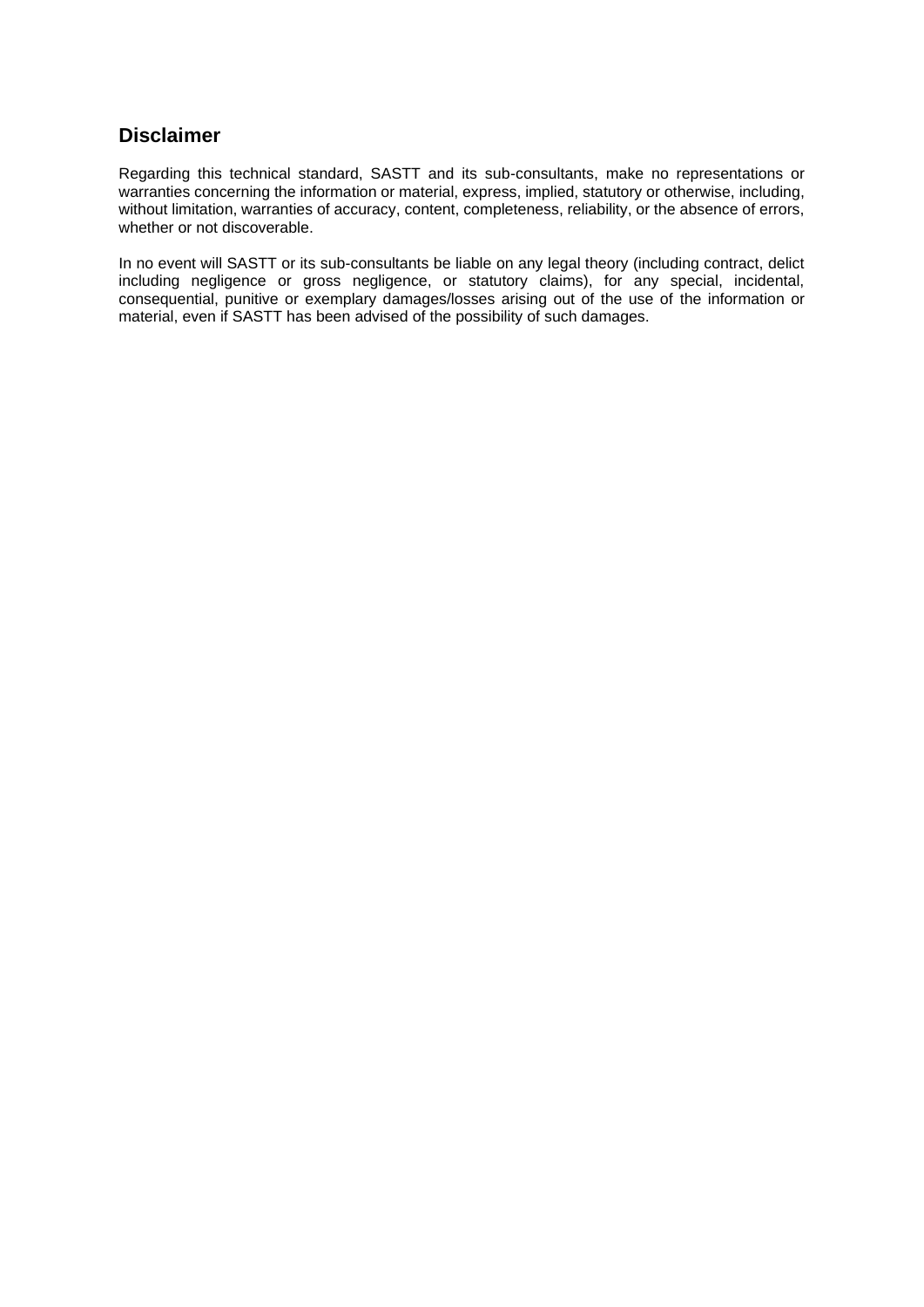## Disclaimer

Regarding this technical standard, SASTT and its sub-consultants, make no representations or warranties concerning the information or material, express, implied, statutory or otherwise, including, without limitation, warranties of accuracy, content, completeness, reliability, or the absence of errors, whether or not discoverable.

In no event will SASTT or its sub-consultants be liable on any legal theory (including contract, delict including negligence or gross negligence, or statutory claims), for any special, incidental, consequential, punitive or exemplary damages/losses arising out of the use of the information or material, even if SASTT has been advised of the possibility of such damages.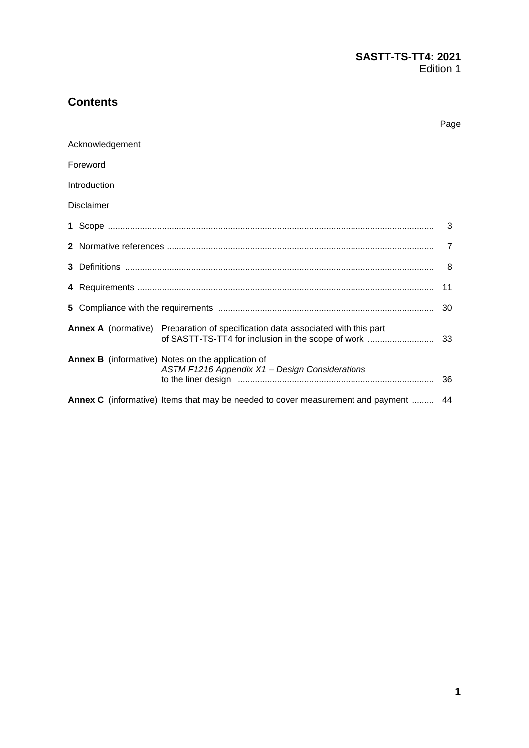## Contents

| | Page |
|---|---|
| Acknowledgement | |
| Foreword | |
| Introduction | |
| Disclaimer | |
| **1** Scope | 3 |
| **2** Normative references | 7 |
| **3** Definitions | 8 |
| **4** Requirements | 11 |
| **5** Compliance with the requirements | 30 |
| **Annex A** (normative) Preparation of specification data associated with this part of SASTT-TS-TT4 for inclusion in the scope of work | 33 |
| **Annex B** (informative) Notes on the application of *ASTM F1216 Appendix X1 – Design Considerations* to the liner design | 36 |
| **Annex C** (informative) Items that may be needed to cover measurement and payment | 44 |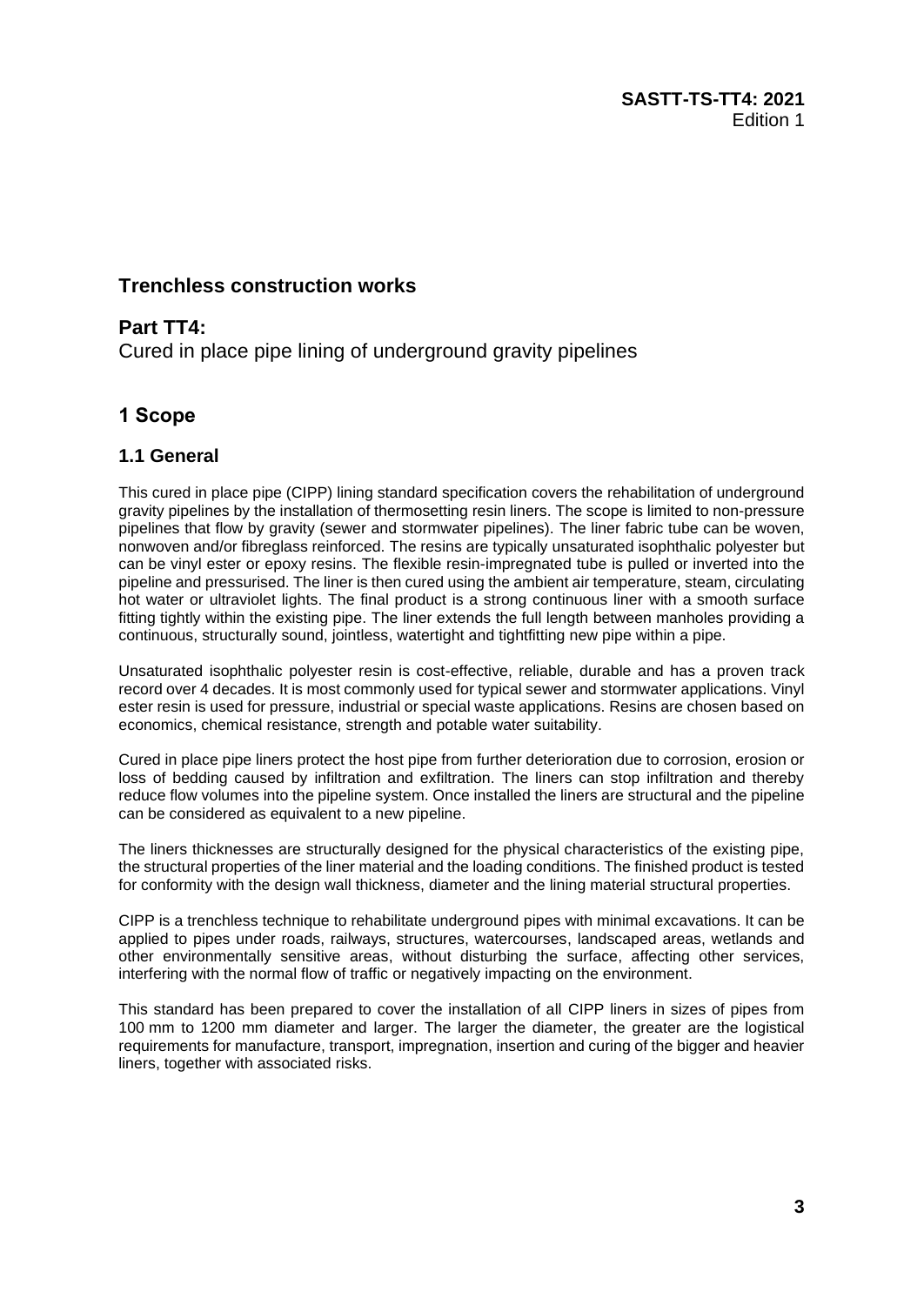## Trenchless construction works

## Part TT4:

Cured in place pipe lining of underground gravity pipelines

# 1 Scope

## 1.1 General

This cured in place pipe (CIPP) lining standard specification covers the rehabilitation of underground gravity pipelines by the installation of thermosetting resin liners. The scope is limited to non-pressure pipelines that flow by gravity (sewer and stormwater pipelines). The liner fabric tube can be woven, nonwoven and/or fibreglass reinforced. The resins are typically unsaturated isophthalic polyester but can be vinyl ester or epoxy resins. The flexible resin-impregnated tube is pulled or inverted into the pipeline and pressurised. The liner is then cured using the ambient air temperature, steam, circulating hot water or ultraviolet lights. The final product is a strong continuous liner with a smooth surface fitting tightly within the existing pipe. The liner extends the full length between manholes providing a continuous, structurally sound, jointless, watertight and tightfitting new pipe within a pipe.

Unsaturated isophthalic polyester resin is cost-effective, reliable, durable and has a proven track record over 4 decades. It is most commonly used for typical sewer and stormwater applications. Vinyl ester resin is used for pressure, industrial or special waste applications. Resins are chosen based on economics, chemical resistance, strength and potable water suitability.

Cured in place pipe liners protect the host pipe from further deterioration due to corrosion, erosion or loss of bedding caused by infiltration and exfiltration. The liners can stop infiltration and thereby reduce flow volumes into the pipeline system. Once installed the liners are structural and the pipeline can be considered as equivalent to a new pipeline.

The liners thicknesses are structurally designed for the physical characteristics of the existing pipe, the structural properties of the liner material and the loading conditions. The finished product is tested for conformity with the design wall thickness, diameter and the lining material structural properties.

CIPP is a trenchless technique to rehabilitate underground pipes with minimal excavations. It can be applied to pipes under roads, railways, structures, watercourses, landscaped areas, wetlands and other environmentally sensitive areas, without disturbing the surface, affecting other services, interfering with the normal flow of traffic or negatively impacting on the environment.

This standard has been prepared to cover the installation of all CIPP liners in sizes of pipes from 100 mm to 1200 mm diameter and larger. The larger the diameter, the greater are the logistical requirements for manufacture, transport, impregnation, insertion and curing of the bigger and heavier liners, together with associated risks.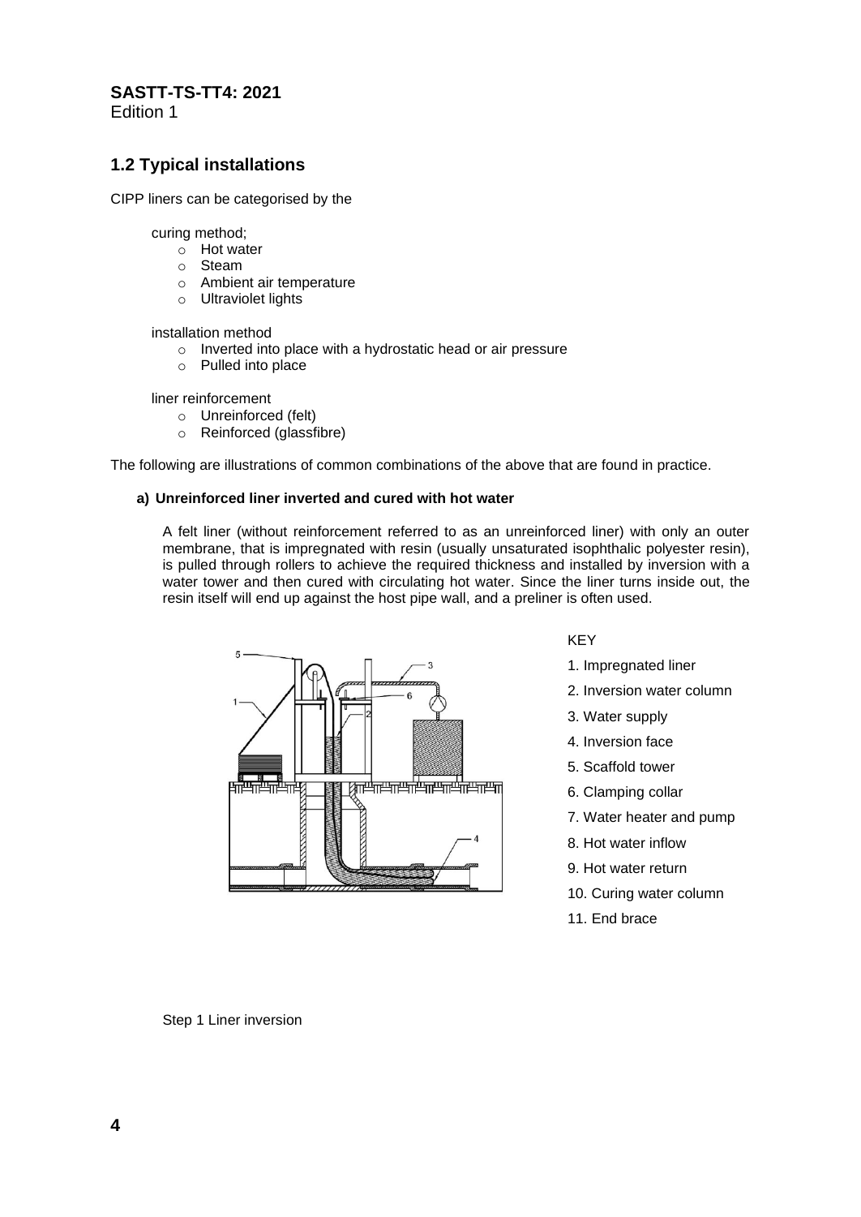## 1.2 Typical installations

CIPP liners can be categorised by the

curing method;

- Hot water
- Steam
- Ambient air temperature
- Ultraviolet lights

installation method

- Inverted into place with a hydrostatic head or air pressure
- Pulled into place

liner reinforcement

- Unreinforced (felt)
- Reinforced (glassfibre)

The following are illustrations of common combinations of the above that are found in practice.

#### a) Unreinforced liner inverted and cured with hot water

A felt liner (without reinforcement referred to as an unreinforced liner) with only an outer membrane, that is impregnated with resin (usually unsaturated isophthalic polyester resin), is pulled through rollers to achieve the required thickness and installed by inversion with a water tower and then cured with circulating hot water. Since the liner turns inside out, the resin itself will end up against the host pipe wall, and a preliner is often used.

KEY

1. Impregnated liner
2. Inversion water column
3. Water supply
4. Inversion face
5. Scaffold tower
6. Clamping collar
7. Water heater and pump
8. Hot water inflow
9. Hot water return
10. Curing water column
11. End brace

Step 1 Liner inversion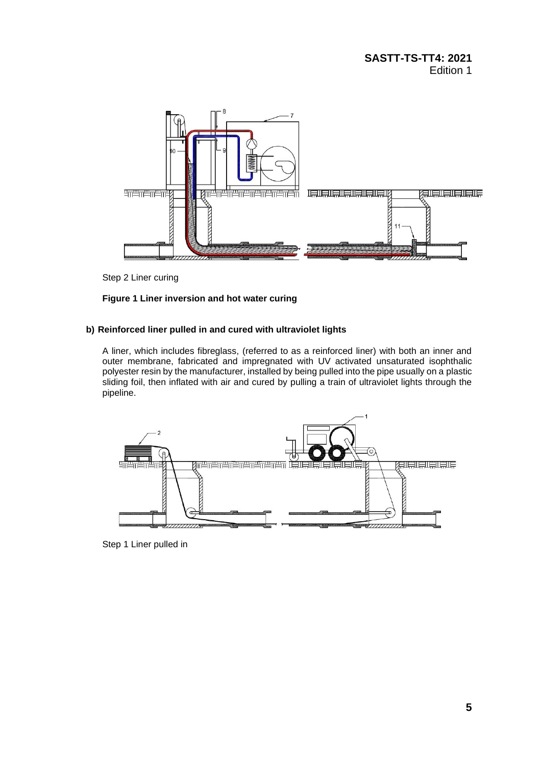Step 2 Liner curing

**Figure 1 Liner inversion and hot water curing**

**b) Reinforced liner pulled in and cured with ultraviolet lights**

A liner, which includes fibreglass, (referred to as a reinforced liner) with both an inner and outer membrane, fabricated and impregnated with UV activated unsaturated isophthalic polyester resin by the manufacturer, installed by being pulled into the pipe usually on a plastic sliding foil, then inflated with air and cured by pulling a train of ultraviolet lights through the pipeline.

Step 1 Liner pulled in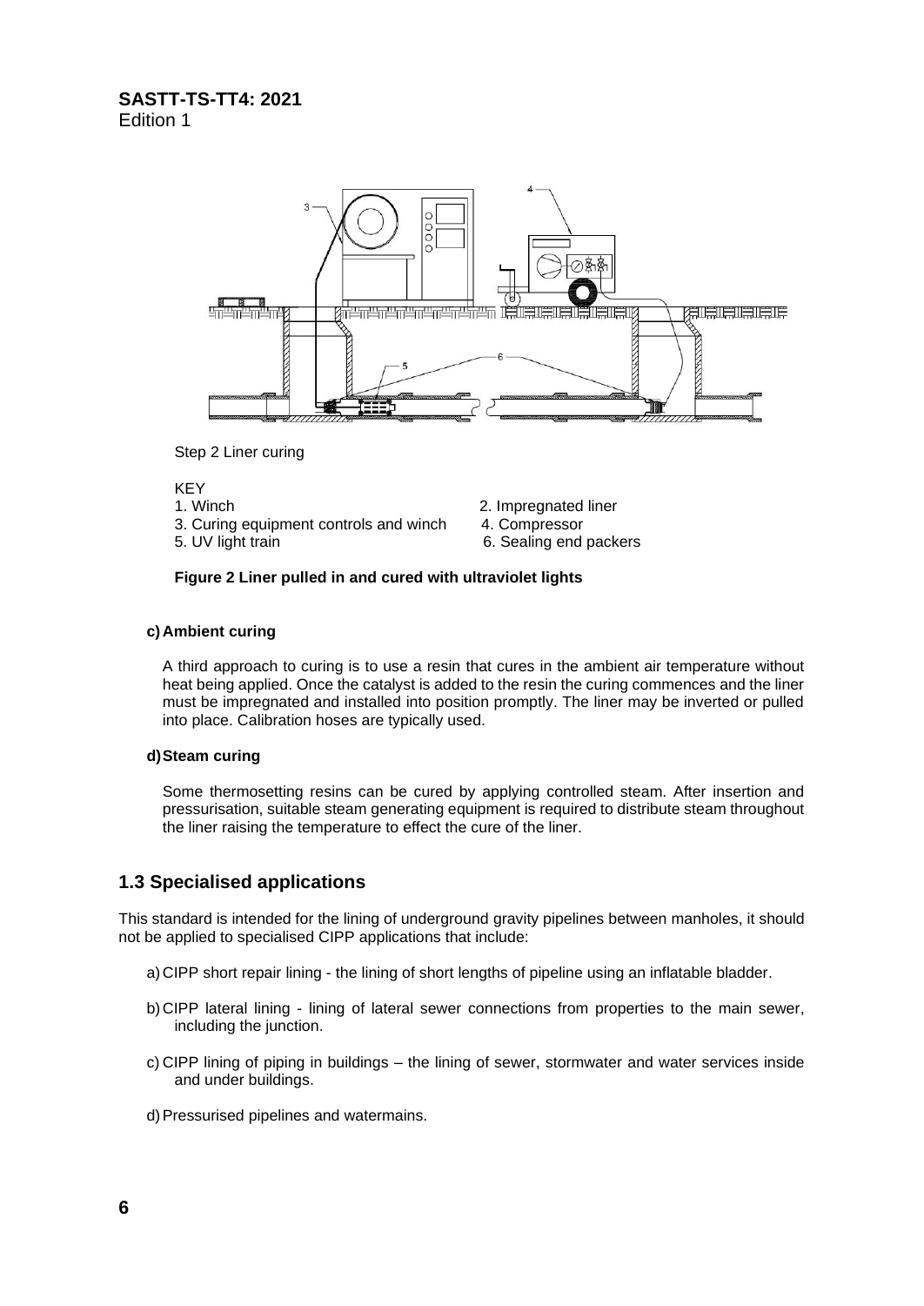Step 2 Liner curing

KEY

1. Winch
2. Impregnated liner
3. Curing equipment controls and winch
4. Compressor
5. UV light train
6. Sealing end packers

**Figure 2 Liner pulled in and cured with ultraviolet lights**

**c) Ambient curing**

A third approach to curing is to use a resin that cures in the ambient air temperature without heat being applied. Once the catalyst is added to the resin the curing commences and the liner must be impregnated and installed into position promptly. The liner may be inverted or pulled into place. Calibration hoses are typically used.

**d) Steam curing**

Some thermosetting resins can be cured by applying controlled steam. After insertion and pressurisation, suitable steam generating equipment is required to distribute steam throughout the liner raising the temperature to effect the cure of the liner.

## 1.3 Specialised applications

This standard is intended for the lining of underground gravity pipelines between manholes, it should not be applied to specialised CIPP applications that include:

a) CIPP short repair lining - the lining of short lengths of pipeline using an inflatable bladder.

b) CIPP lateral lining - lining of lateral sewer connections from properties to the main sewer, including the junction.

c) CIPP lining of piping in buildings – the lining of sewer, stormwater and water services inside and under buildings.

d) Pressurised pipelines and watermains.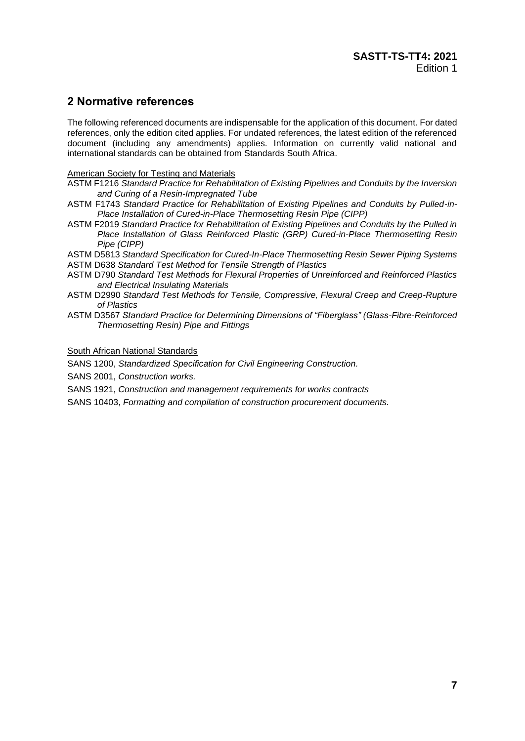## 2 Normative references

The following referenced documents are indispensable for the application of this document. For dated references, only the edition cited applies. For undated references, the latest edition of the referenced document (including any amendments) applies. Information on currently valid national and international standards can be obtained from Standards South Africa.

American Society for Testing and Materials

ASTM F1216 *Standard Practice for Rehabilitation of Existing Pipelines and Conduits by the Inversion and Curing of a Resin-Impregnated Tube*

ASTM F1743 *Standard Practice for Rehabilitation of Existing Pipelines and Conduits by Pulled-in-Place Installation of Cured-in-Place Thermosetting Resin Pipe (CIPP)*

ASTM F2019 *Standard Practice for Rehabilitation of Existing Pipelines and Conduits by the Pulled in Place Installation of Glass Reinforced Plastic (GRP) Cured-in-Place Thermosetting Resin Pipe (CIPP)*

ASTM D5813 *Standard Specification for Cured-In-Place Thermosetting Resin Sewer Piping Systems*

ASTM D638 *Standard Test Method for Tensile Strength of Plastics*

ASTM D790 *Standard Test Methods for Flexural Properties of Unreinforced and Reinforced Plastics and Electrical Insulating Materials*

ASTM D2990 *Standard Test Methods for Tensile, Compressive, Flexural Creep and Creep-Rupture of Plastics*

ASTM D3567 *Standard Practice for Determining Dimensions of "Fiberglass" (Glass-Fibre-Reinforced Thermosetting Resin) Pipe and Fittings*

South African National Standards

SANS 1200, *Standardized Specification for Civil Engineering Construction.*

SANS 2001, *Construction works.*

SANS 1921, *Construction and management requirements for works contracts*

SANS 10403, *Formatting and compilation of construction procurement documents.*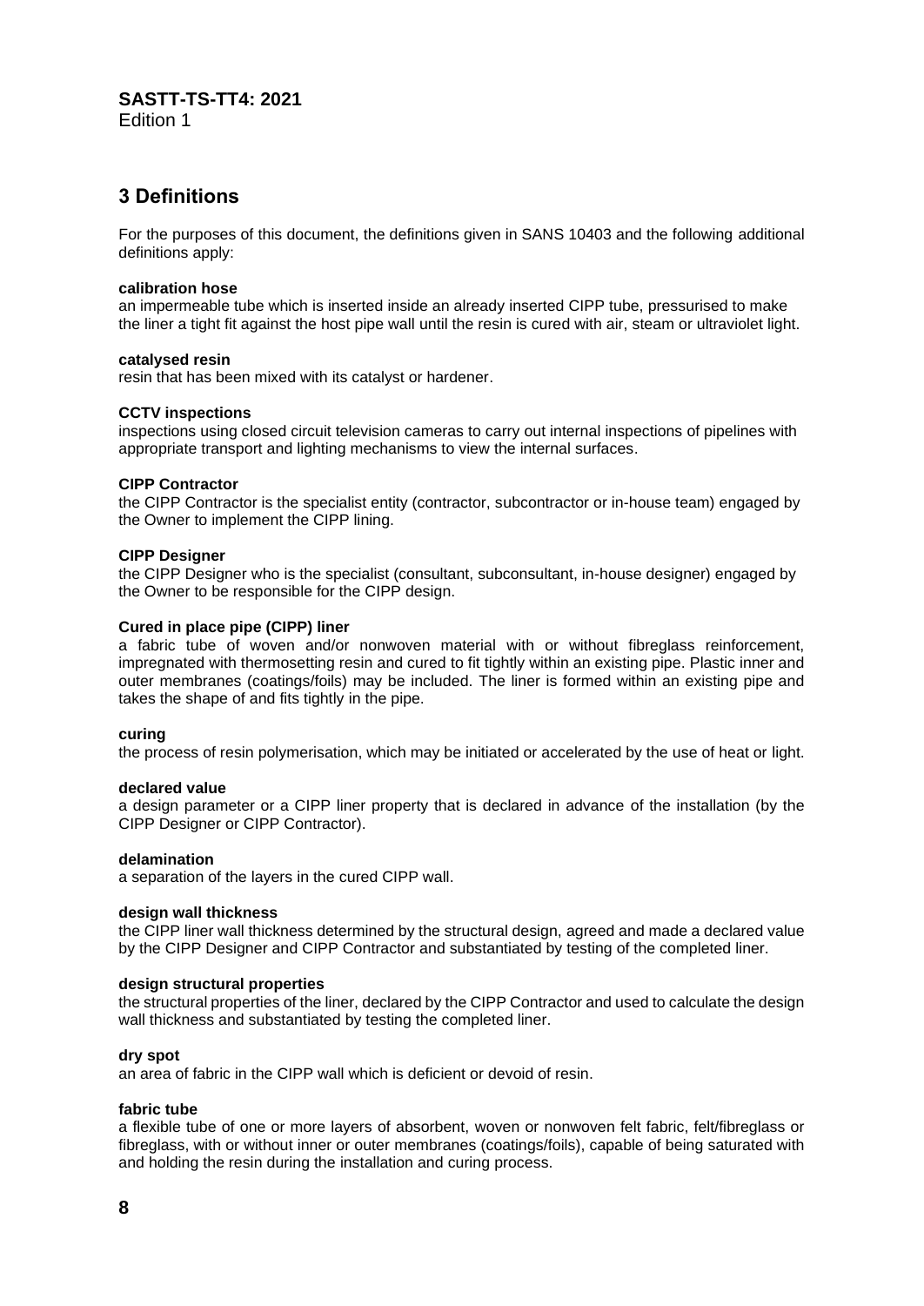# 3 Definitions

For the purposes of this document, the definitions given in SANS 10403 and the following additional definitions apply:

**calibration hose**
an impermeable tube which is inserted inside an already inserted CIPP tube, pressurised to make the liner a tight fit against the host pipe wall until the resin is cured with air, steam or ultraviolet light.

**catalysed resin**
resin that has been mixed with its catalyst or hardener.

**CCTV inspections**
inspections using closed circuit television cameras to carry out internal inspections of pipelines with appropriate transport and lighting mechanisms to view the internal surfaces.

**CIPP Contractor**
the CIPP Contractor is the specialist entity (contractor, subcontractor or in-house team) engaged by the Owner to implement the CIPP lining.

**CIPP Designer**
the CIPP Designer who is the specialist (consultant, subconsultant, in-house designer) engaged by the Owner to be responsible for the CIPP design.

**Cured in place pipe (CIPP) liner**
a fabric tube of woven and/or nonwoven material with or without fibreglass reinforcement, impregnated with thermosetting resin and cured to fit tightly within an existing pipe. Plastic inner and outer membranes (coatings/foils) may be included. The liner is formed within an existing pipe and takes the shape of and fits tightly in the pipe.

**curing**
the process of resin polymerisation, which may be initiated or accelerated by the use of heat or light.

**declared value**
a design parameter or a CIPP liner property that is declared in advance of the installation (by the CIPP Designer or CIPP Contractor).

**delamination**
a separation of the layers in the cured CIPP wall.

**design wall thickness**
the CIPP liner wall thickness determined by the structural design, agreed and made a declared value by the CIPP Designer and CIPP Contractor and substantiated by testing of the completed liner.

**design structural properties**
the structural properties of the liner, declared by the CIPP Contractor and used to calculate the design wall thickness and substantiated by testing the completed liner.

**dry spot**
an area of fabric in the CIPP wall which is deficient or devoid of resin.

**fabric tube**
a flexible tube of one or more layers of absorbent, woven or nonwoven felt fabric, felt/fibreglass or fibreglass, with or without inner or outer membranes (coatings/foils), capable of being saturated with and holding the resin during the installation and curing process.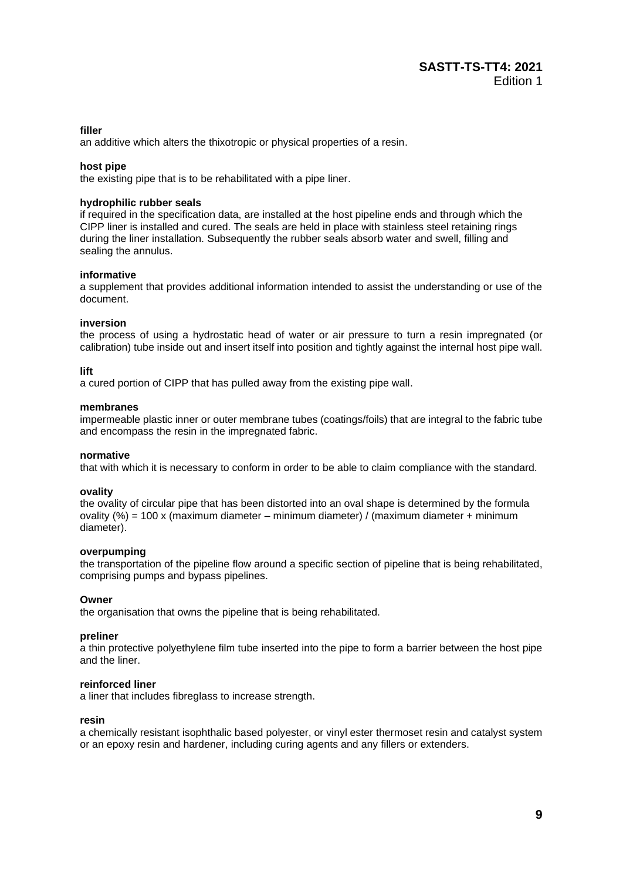**filler**
an additive which alters the thixotropic or physical properties of a resin.

**host pipe**
the existing pipe that is to be rehabilitated with a pipe liner.

**hydrophilic rubber seals**
if required in the specification data, are installed at the host pipeline ends and through which the CIPP liner is installed and cured. The seals are held in place with stainless steel retaining rings during the liner installation. Subsequently the rubber seals absorb water and swell, filling and sealing the annulus.

**informative**
a supplement that provides additional information intended to assist the understanding or use of the document.

**inversion**
the process of using a hydrostatic head of water or air pressure to turn a resin impregnated (or calibration) tube inside out and insert itself into position and tightly against the internal host pipe wall.

**lift**
a cured portion of CIPP that has pulled away from the existing pipe wall.

**membranes**
impermeable plastic inner or outer membrane tubes (coatings/foils) that are integral to the fabric tube and encompass the resin in the impregnated fabric.

**normative**
that with which it is necessary to conform in order to be able to claim compliance with the standard.

**ovality**
the ovality of circular pipe that has been distorted into an oval shape is determined by the formula ovality (%) = 100 x (maximum diameter – minimum diameter) / (maximum diameter + minimum diameter).

**overpumping**
the transportation of the pipeline flow around a specific section of pipeline that is being rehabilitated, comprising pumps and bypass pipelines.

**Owner**
the organisation that owns the pipeline that is being rehabilitated.

**preliner**
a thin protective polyethylene film tube inserted into the pipe to form a barrier between the host pipe and the liner.

**reinforced liner**
a liner that includes fibreglass to increase strength.

**resin**
a chemically resistant isophthalic based polyester, or vinyl ester thermoset resin and catalyst system or an epoxy resin and hardener, including curing agents and any fillers or extenders.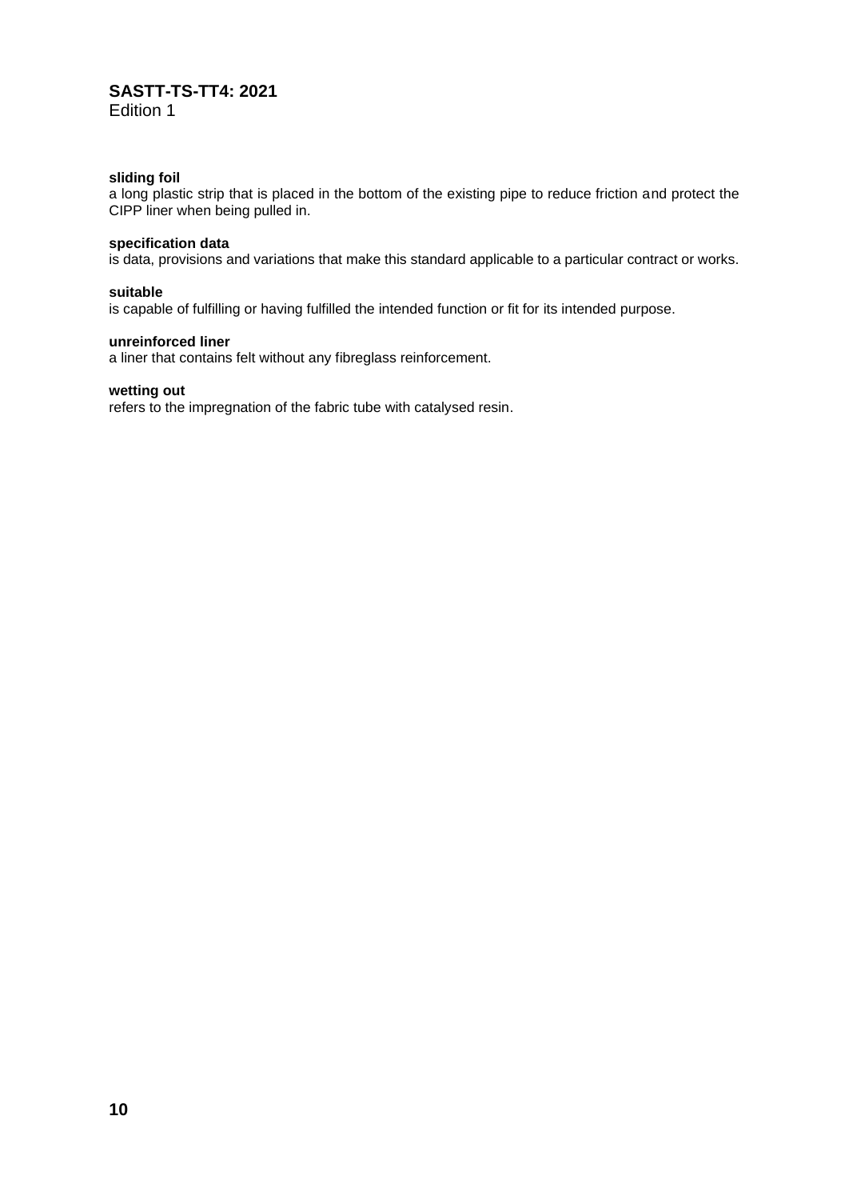**sliding foil**
a long plastic strip that is placed in the bottom of the existing pipe to reduce friction and protect the CIPP liner when being pulled in.

**specification data**
is data, provisions and variations that make this standard applicable to a particular contract or works.

**suitable**
is capable of fulfilling or having fulfilled the intended function or fit for its intended purpose.

**unreinforced liner**
a liner that contains felt without any fibreglass reinforcement.

**wetting out**
refers to the impregnation of the fabric tube with catalysed resin.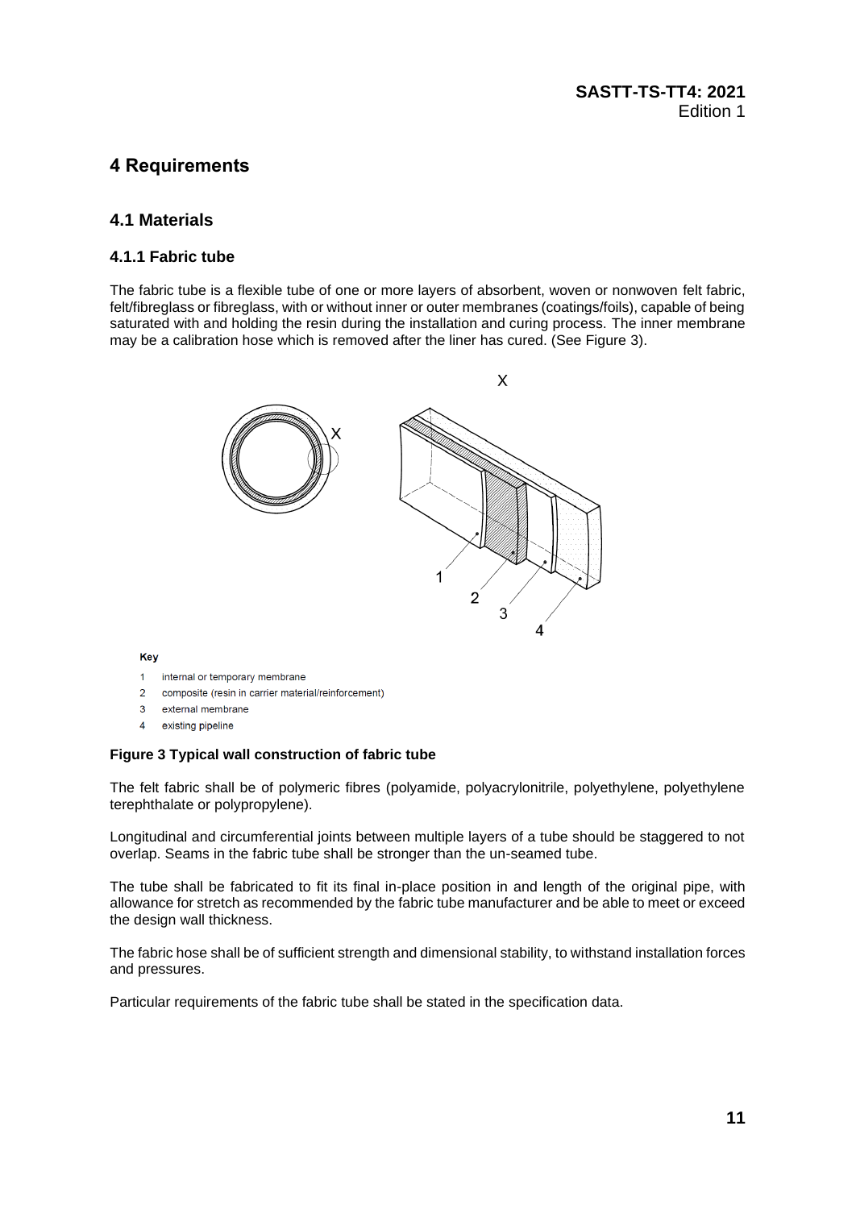# 4 Requirements

## 4.1 Materials

### 4.1.1 Fabric tube

The fabric tube is a flexible tube of one or more layers of absorbent, woven or nonwoven felt fabric, felt/fibreglass or fibreglass, with or without inner or outer membranes (coatings/foils), capable of being saturated with and holding the resin during the installation and curing process. The inner membrane may be a calibration hose which is removed after the liner has cured. (See Figure 3).

**Key**

1 internal or temporary membrane
2 composite (resin in carrier material/reinforcement)
3 external membrane
4 existing pipeline

**Figure 3 Typical wall construction of fabric tube**

The felt fabric shall be of polymeric fibres (polyamide, polyacrylonitrile, polyethylene, polyethylene terephthalate or polypropylene).

Longitudinal and circumferential joints between multiple layers of a tube should be staggered to not overlap. Seams in the fabric tube shall be stronger than the un-seamed tube.

The tube shall be fabricated to fit its final in-place position in and length of the original pipe, with allowance for stretch as recommended by the fabric tube manufacturer and be able to meet or exceed the design wall thickness.

The fabric hose shall be of sufficient strength and dimensional stability, to withstand installation forces and pressures.

Particular requirements of the fabric tube shall be stated in the specification data.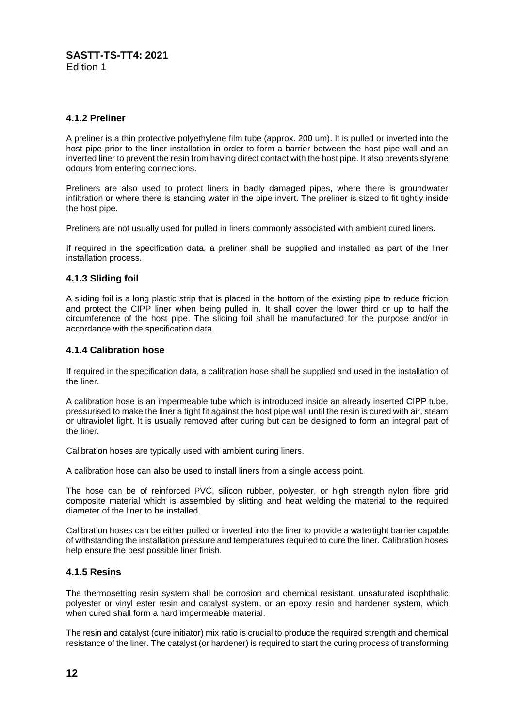### 4.1.2 Preliner

A preliner is a thin protective polyethylene film tube (approx. 200 um). It is pulled or inverted into the host pipe prior to the liner installation in order to form a barrier between the host pipe wall and an inverted liner to prevent the resin from having direct contact with the host pipe. It also prevents styrene odours from entering connections.

Preliners are also used to protect liners in badly damaged pipes, where there is groundwater infiltration or where there is standing water in the pipe invert. The preliner is sized to fit tightly inside the host pipe.

Preliners are not usually used for pulled in liners commonly associated with ambient cured liners.

If required in the specification data, a preliner shall be supplied and installed as part of the liner installation process.

### 4.1.3 Sliding foil

A sliding foil is a long plastic strip that is placed in the bottom of the existing pipe to reduce friction and protect the CIPP liner when being pulled in. It shall cover the lower third or up to half the circumference of the host pipe. The sliding foil shall be manufactured for the purpose and/or in accordance with the specification data.

### 4.1.4 Calibration hose

If required in the specification data, a calibration hose shall be supplied and used in the installation of the liner.

A calibration hose is an impermeable tube which is introduced inside an already inserted CIPP tube, pressurised to make the liner a tight fit against the host pipe wall until the resin is cured with air, steam or ultraviolet light. It is usually removed after curing but can be designed to form an integral part of the liner.

Calibration hoses are typically used with ambient curing liners.

A calibration hose can also be used to install liners from a single access point.

The hose can be of reinforced PVC, silicon rubber, polyester, or high strength nylon fibre grid composite material which is assembled by slitting and heat welding the material to the required diameter of the liner to be installed.

Calibration hoses can be either pulled or inverted into the liner to provide a watertight barrier capable of withstanding the installation pressure and temperatures required to cure the liner. Calibration hoses help ensure the best possible liner finish.

### 4.1.5 Resins

The thermosetting resin system shall be corrosion and chemical resistant, unsaturated isophthalic polyester or vinyl ester resin and catalyst system, or an epoxy resin and hardener system, which when cured shall form a hard impermeable material.

The resin and catalyst (cure initiator) mix ratio is crucial to produce the required strength and chemical resistance of the liner. The catalyst (or hardener) is required to start the curing process of transforming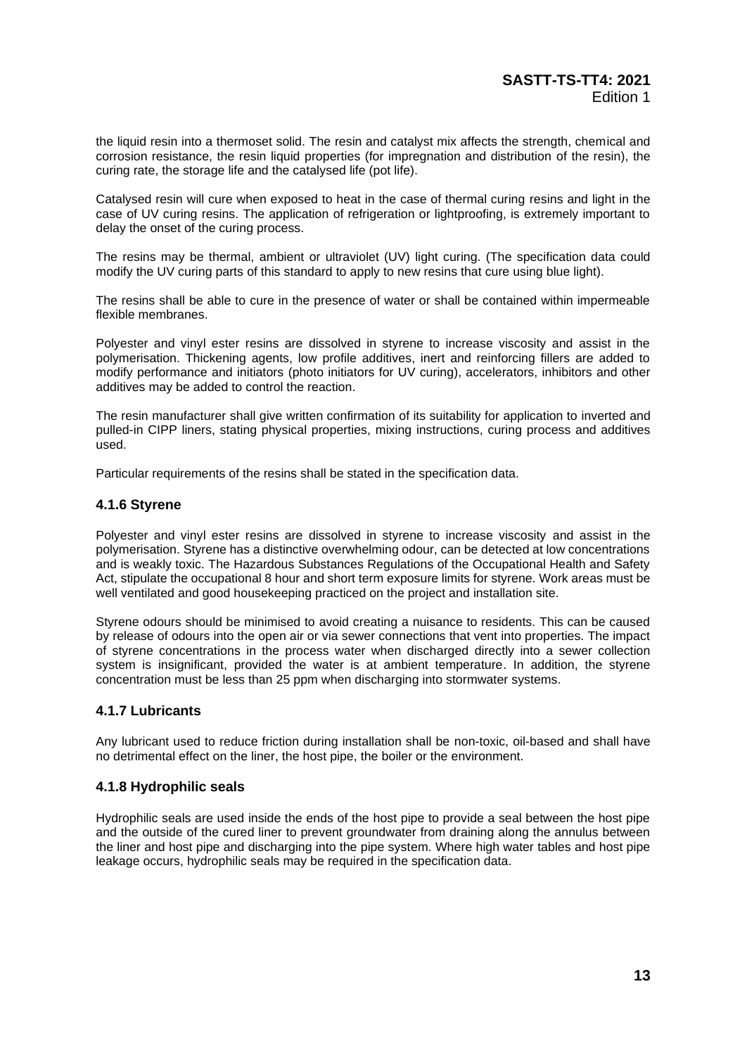the liquid resin into a thermoset solid. The resin and catalyst mix affects the strength, chemical and corrosion resistance, the resin liquid properties (for impregnation and distribution of the resin), the curing rate, the storage life and the catalysed life (pot life).

Catalysed resin will cure when exposed to heat in the case of thermal curing resins and light in the case of UV curing resins. The application of refrigeration or lightproofing, is extremely important to delay the onset of the curing process.

The resins may be thermal, ambient or ultraviolet (UV) light curing. (The specification data could modify the UV curing parts of this standard to apply to new resins that cure using blue light).

The resins shall be able to cure in the presence of water or shall be contained within impermeable flexible membranes.

Polyester and vinyl ester resins are dissolved in styrene to increase viscosity and assist in the polymerisation. Thickening agents, low profile additives, inert and reinforcing fillers are added to modify performance and initiators (photo initiators for UV curing), accelerators, inhibitors and other additives may be added to control the reaction.

The resin manufacturer shall give written confirmation of its suitability for application to inverted and pulled-in CIPP liners, stating physical properties, mixing instructions, curing process and additives used.

Particular requirements of the resins shall be stated in the specification data.

### 4.1.6 Styrene

Polyester and vinyl ester resins are dissolved in styrene to increase viscosity and assist in the polymerisation. Styrene has a distinctive overwhelming odour, can be detected at low concentrations and is weakly toxic. The Hazardous Substances Regulations of the Occupational Health and Safety Act, stipulate the occupational 8 hour and short term exposure limits for styrene. Work areas must be well ventilated and good housekeeping practiced on the project and installation site.

Styrene odours should be minimised to avoid creating a nuisance to residents. This can be caused by release of odours into the open air or via sewer connections that vent into properties. The impact of styrene concentrations in the process water when discharged directly into a sewer collection system is insignificant, provided the water is at ambient temperature. In addition, the styrene concentration must be less than 25 ppm when discharging into stormwater systems.

### 4.1.7 Lubricants

Any lubricant used to reduce friction during installation shall be non-toxic, oil-based and shall have no detrimental effect on the liner, the host pipe, the boiler or the environment.

### 4.1.8 Hydrophilic seals

Hydrophilic seals are used inside the ends of the host pipe to provide a seal between the host pipe and the outside of the cured liner to prevent groundwater from draining along the annulus between the liner and host pipe and discharging into the pipe system. Where high water tables and host pipe leakage occurs, hydrophilic seals may be required in the specification data.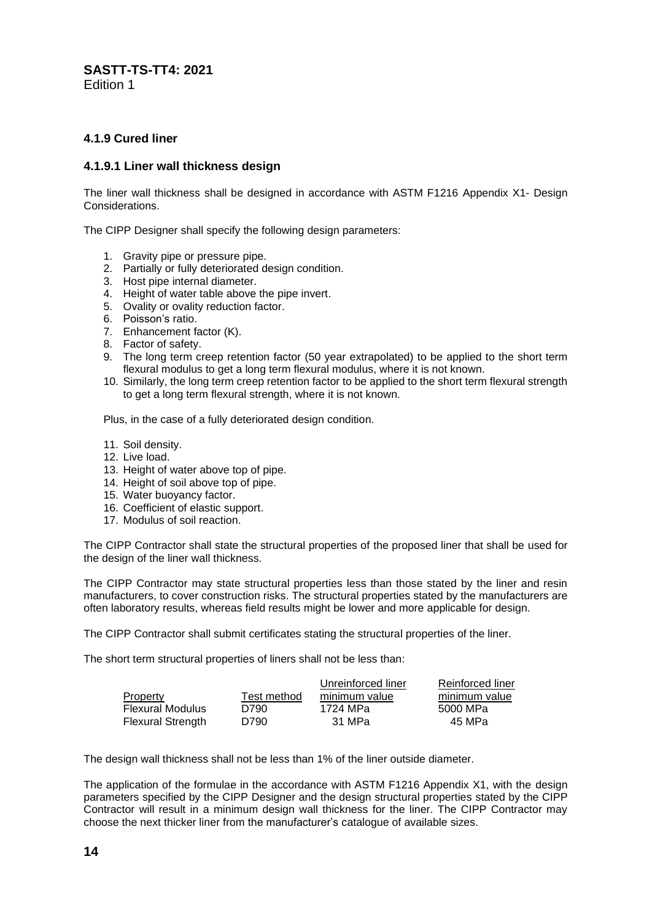### 4.1.9 Cured liner

#### 4.1.9.1 Liner wall thickness design

The liner wall thickness shall be designed in accordance with ASTM F1216 Appendix X1- Design Considerations.

The CIPP Designer shall specify the following design parameters:

1. Gravity pipe or pressure pipe.
2. Partially or fully deteriorated design condition.
3. Host pipe internal diameter.
4. Height of water table above the pipe invert.
5. Ovality or ovality reduction factor.
6. Poisson's ratio.
7. Enhancement factor (K).
8. Factor of safety.
9. The long term creep retention factor (50 year extrapolated) to be applied to the short term flexural modulus to get a long term flexural modulus, where it is not known.
10. Similarly, the long term creep retention factor to be applied to the short term flexural strength to get a long term flexural strength, where it is not known.

Plus, in the case of a fully deteriorated design condition.

11. Soil density.
12. Live load.
13. Height of water above top of pipe.
14. Height of soil above top of pipe.
15. Water buoyancy factor.
16. Coefficient of elastic support.
17. Modulus of soil reaction.

The CIPP Contractor shall state the structural properties of the proposed liner that shall be used for the design of the liner wall thickness.

The CIPP Contractor may state structural properties less than those stated by the liner and resin manufacturers, to cover construction risks. The structural properties stated by the manufacturers are often laboratory results, whereas field results might be lower and more applicable for design.

The CIPP Contractor shall submit certificates stating the structural properties of the liner.

The short term structural properties of liners shall not be less than:

| Property | Test method | Unreinforced liner minimum value | Reinforced liner minimum value |
|---|---|---|---|
| Flexural Modulus | D790 | 1724 MPa | 5000 MPa |
| Flexural Strength | D790 | 31 MPa | 45 MPa |

The design wall thickness shall not be less than 1% of the liner outside diameter.

The application of the formulae in the accordance with ASTM F1216 Appendix X1, with the design parameters specified by the CIPP Designer and the design structural properties stated by the CIPP Contractor will result in a minimum design wall thickness for the liner. The CIPP Contractor may choose the next thicker liner from the manufacturer's catalogue of available sizes.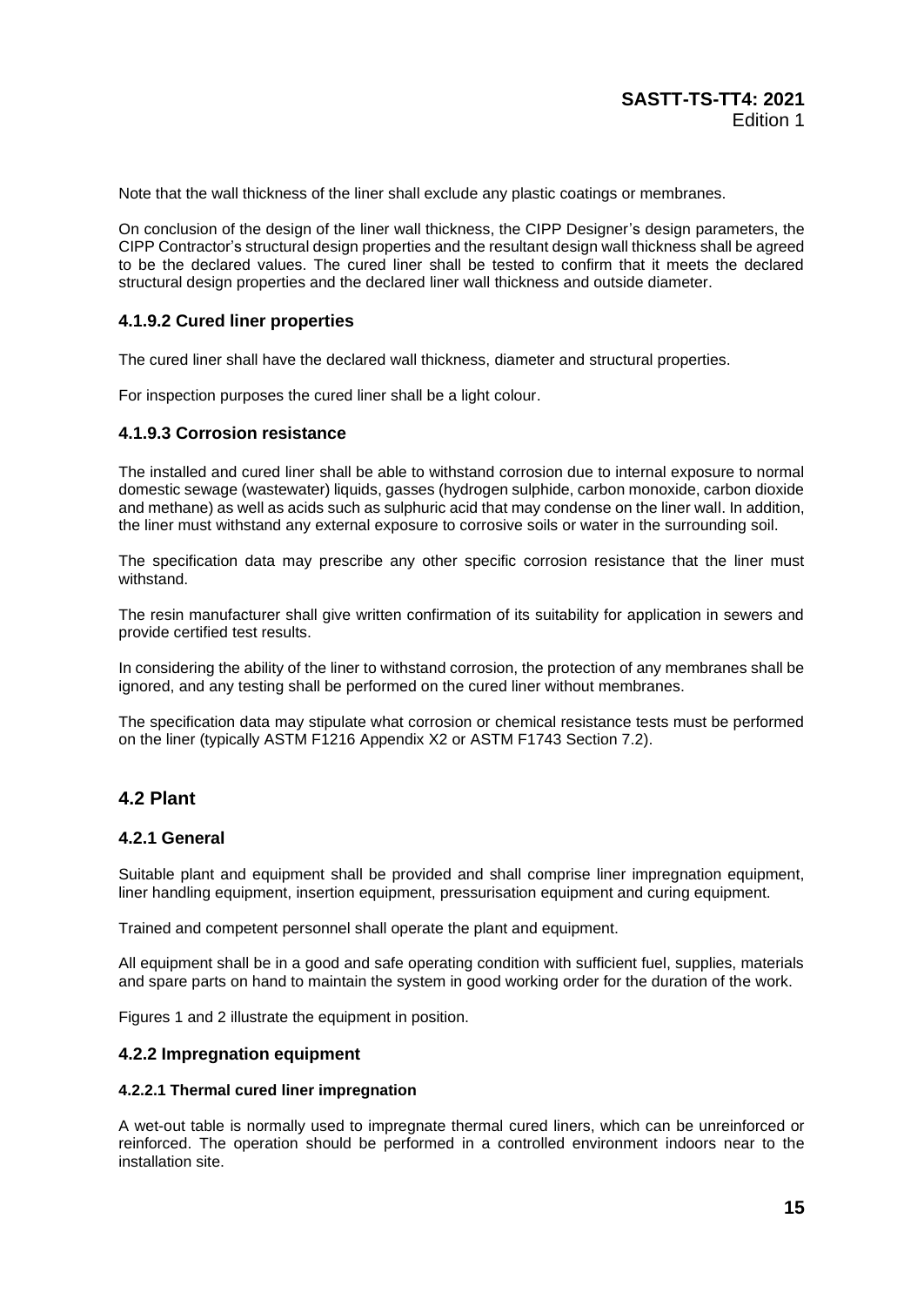Note that the wall thickness of the liner shall exclude any plastic coatings or membranes.

On conclusion of the design of the liner wall thickness, the CIPP Designer's design parameters, the CIPP Contractor's structural design properties and the resultant design wall thickness shall be agreed to be the declared values. The cured liner shall be tested to confirm that it meets the declared structural design properties and the declared liner wall thickness and outside diameter.

### 4.1.9.2 Cured liner properties

The cured liner shall have the declared wall thickness, diameter and structural properties.

For inspection purposes the cured liner shall be a light colour.

### 4.1.9.3 Corrosion resistance

The installed and cured liner shall be able to withstand corrosion due to internal exposure to normal domestic sewage (wastewater) liquids, gasses (hydrogen sulphide, carbon monoxide, carbon dioxide and methane) as well as acids such as sulphuric acid that may condense on the liner wall. In addition, the liner must withstand any external exposure to corrosive soils or water in the surrounding soil.

The specification data may prescribe any other specific corrosion resistance that the liner must withstand.

The resin manufacturer shall give written confirmation of its suitability for application in sewers and provide certified test results.

In considering the ability of the liner to withstand corrosion, the protection of any membranes shall be ignored, and any testing shall be performed on the cured liner without membranes.

The specification data may stipulate what corrosion or chemical resistance tests must be performed on the liner (typically ASTM F1216 Appendix X2 or ASTM F1743 Section 7.2).

## 4.2 Plant

### 4.2.1 General

Suitable plant and equipment shall be provided and shall comprise liner impregnation equipment, liner handling equipment, insertion equipment, pressurisation equipment and curing equipment.

Trained and competent personnel shall operate the plant and equipment.

All equipment shall be in a good and safe operating condition with sufficient fuel, supplies, materials and spare parts on hand to maintain the system in good working order for the duration of the work.

Figures 1 and 2 illustrate the equipment in position.

### 4.2.2 Impregnation equipment

#### 4.2.2.1 Thermal cured liner impregnation

A wet-out table is normally used to impregnate thermal cured liners, which can be unreinforced or reinforced. The operation should be performed in a controlled environment indoors near to the installation site.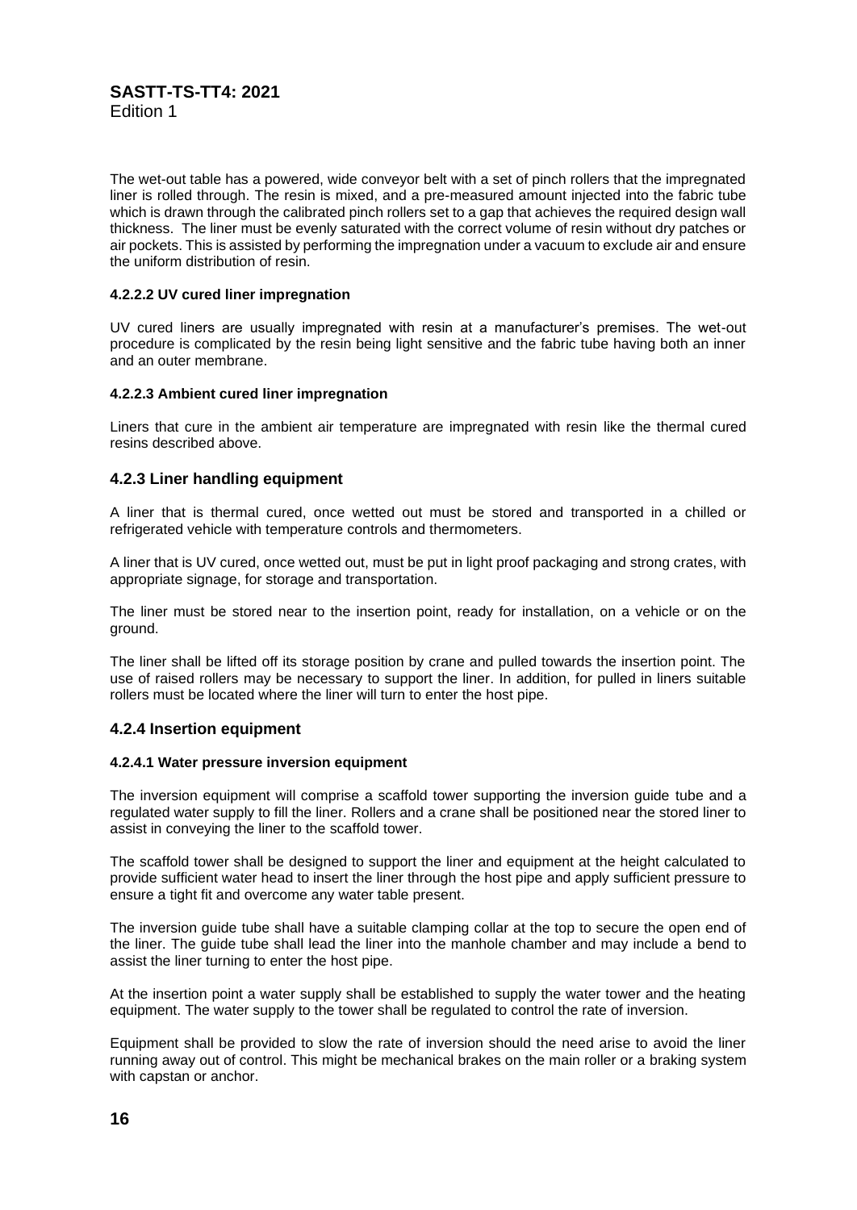The wet-out table has a powered, wide conveyor belt with a set of pinch rollers that the impregnated liner is rolled through. The resin is mixed, and a pre-measured amount injected into the fabric tube which is drawn through the calibrated pinch rollers set to a gap that achieves the required design wall thickness. The liner must be evenly saturated with the correct volume of resin without dry patches or air pockets. This is assisted by performing the impregnation under a vacuum to exclude air and ensure the uniform distribution of resin.

#### 4.2.2.2 UV cured liner impregnation

UV cured liners are usually impregnated with resin at a manufacturer's premises. The wet-out procedure is complicated by the resin being light sensitive and the fabric tube having both an inner and an outer membrane.

#### 4.2.2.3 Ambient cured liner impregnation

Liners that cure in the ambient air temperature are impregnated with resin like the thermal cured resins described above.

### 4.2.3 Liner handling equipment

A liner that is thermal cured, once wetted out must be stored and transported in a chilled or refrigerated vehicle with temperature controls and thermometers.

A liner that is UV cured, once wetted out, must be put in light proof packaging and strong crates, with appropriate signage, for storage and transportation.

The liner must be stored near to the insertion point, ready for installation, on a vehicle or on the ground.

The liner shall be lifted off its storage position by crane and pulled towards the insertion point. The use of raised rollers may be necessary to support the liner. In addition, for pulled in liners suitable rollers must be located where the liner will turn to enter the host pipe.

### 4.2.4 Insertion equipment

#### 4.2.4.1 Water pressure inversion equipment

The inversion equipment will comprise a scaffold tower supporting the inversion guide tube and a regulated water supply to fill the liner. Rollers and a crane shall be positioned near the stored liner to assist in conveying the liner to the scaffold tower.

The scaffold tower shall be designed to support the liner and equipment at the height calculated to provide sufficient water head to insert the liner through the host pipe and apply sufficient pressure to ensure a tight fit and overcome any water table present.

The inversion guide tube shall have a suitable clamping collar at the top to secure the open end of the liner. The guide tube shall lead the liner into the manhole chamber and may include a bend to assist the liner turning to enter the host pipe.

At the insertion point a water supply shall be established to supply the water tower and the heating equipment. The water supply to the tower shall be regulated to control the rate of inversion.

Equipment shall be provided to slow the rate of inversion should the need arise to avoid the liner running away out of control. This might be mechanical brakes on the main roller or a braking system with capstan or anchor.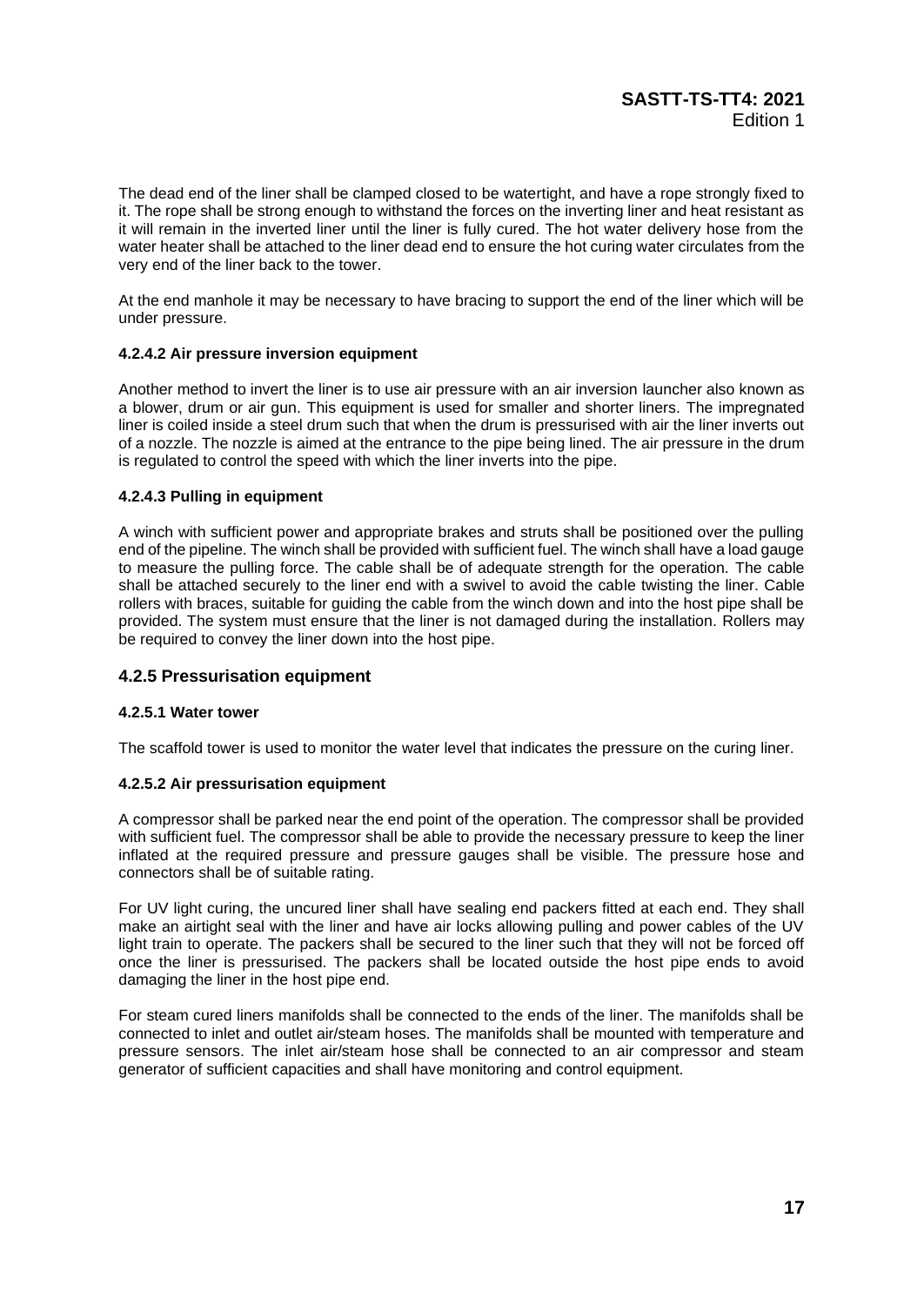The dead end of the liner shall be clamped closed to be watertight, and have a rope strongly fixed to it. The rope shall be strong enough to withstand the forces on the inverting liner and heat resistant as it will remain in the inverted liner until the liner is fully cured. The hot water delivery hose from the water heater shall be attached to the liner dead end to ensure the hot curing water circulates from the very end of the liner back to the tower.

At the end manhole it may be necessary to have bracing to support the end of the liner which will be under pressure.

#### 4.2.4.2 Air pressure inversion equipment

Another method to invert the liner is to use air pressure with an air inversion launcher also known as a blower, drum or air gun. This equipment is used for smaller and shorter liners. The impregnated liner is coiled inside a steel drum such that when the drum is pressurised with air the liner inverts out of a nozzle. The nozzle is aimed at the entrance to the pipe being lined. The air pressure in the drum is regulated to control the speed with which the liner inverts into the pipe.

#### 4.2.4.3 Pulling in equipment

A winch with sufficient power and appropriate brakes and struts shall be positioned over the pulling end of the pipeline. The winch shall be provided with sufficient fuel. The winch shall have a load gauge to measure the pulling force. The cable shall be of adequate strength for the operation. The cable shall be attached securely to the liner end with a swivel to avoid the cable twisting the liner. Cable rollers with braces, suitable for guiding the cable from the winch down and into the host pipe shall be provided. The system must ensure that the liner is not damaged during the installation. Rollers may be required to convey the liner down into the host pipe.

### 4.2.5 Pressurisation equipment

#### 4.2.5.1 Water tower

The scaffold tower is used to monitor the water level that indicates the pressure on the curing liner.

#### 4.2.5.2 Air pressurisation equipment

A compressor shall be parked near the end point of the operation. The compressor shall be provided with sufficient fuel. The compressor shall be able to provide the necessary pressure to keep the liner inflated at the required pressure and pressure gauges shall be visible. The pressure hose and connectors shall be of suitable rating.

For UV light curing, the uncured liner shall have sealing end packers fitted at each end. They shall make an airtight seal with the liner and have air locks allowing pulling and power cables of the UV light train to operate. The packers shall be secured to the liner such that they will not be forced off once the liner is pressurised. The packers shall be located outside the host pipe ends to avoid damaging the liner in the host pipe end.

For steam cured liners manifolds shall be connected to the ends of the liner. The manifolds shall be connected to inlet and outlet air/steam hoses. The manifolds shall be mounted with temperature and pressure sensors. The inlet air/steam hose shall be connected to an air compressor and steam generator of sufficient capacities and shall have monitoring and control equipment.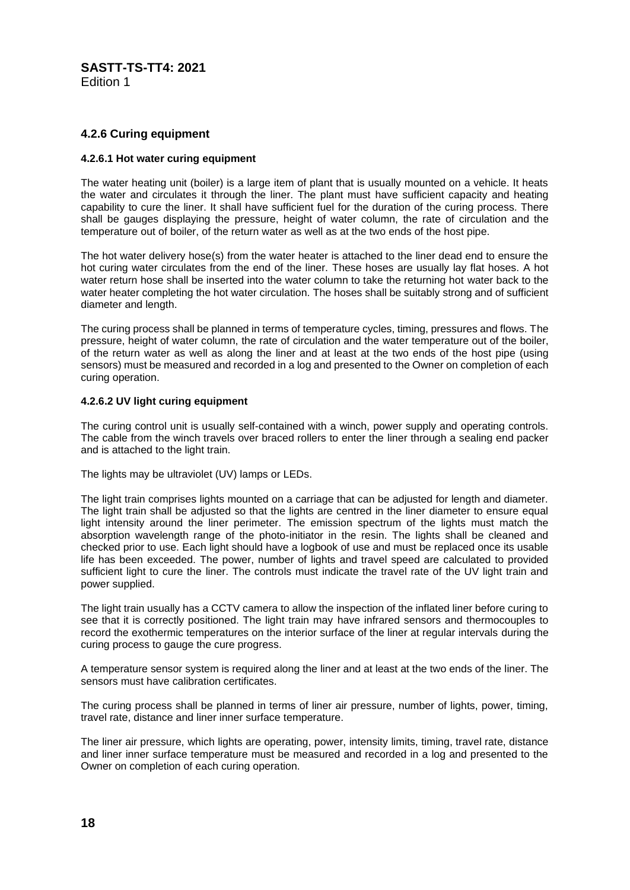### 4.2.6 Curing equipment

#### 4.2.6.1 Hot water curing equipment

The water heating unit (boiler) is a large item of plant that is usually mounted on a vehicle. It heats the water and circulates it through the liner. The plant must have sufficient capacity and heating capability to cure the liner. It shall have sufficient fuel for the duration of the curing process. There shall be gauges displaying the pressure, height of water column, the rate of circulation and the temperature out of boiler, of the return water as well as at the two ends of the host pipe.

The hot water delivery hose(s) from the water heater is attached to the liner dead end to ensure the hot curing water circulates from the end of the liner. These hoses are usually lay flat hoses. A hot water return hose shall be inserted into the water column to take the returning hot water back to the water heater completing the hot water circulation. The hoses shall be suitably strong and of sufficient diameter and length.

The curing process shall be planned in terms of temperature cycles, timing, pressures and flows. The pressure, height of water column, the rate of circulation and the water temperature out of the boiler, of the return water as well as along the liner and at least at the two ends of the host pipe (using sensors) must be measured and recorded in a log and presented to the Owner on completion of each curing operation.

#### 4.2.6.2 UV light curing equipment

The curing control unit is usually self-contained with a winch, power supply and operating controls. The cable from the winch travels over braced rollers to enter the liner through a sealing end packer and is attached to the light train.

The lights may be ultraviolet (UV) lamps or LEDs.

The light train comprises lights mounted on a carriage that can be adjusted for length and diameter. The light train shall be adjusted so that the lights are centred in the liner diameter to ensure equal light intensity around the liner perimeter. The emission spectrum of the lights must match the absorption wavelength range of the photo-initiator in the resin. The lights shall be cleaned and checked prior to use. Each light should have a logbook of use and must be replaced once its usable life has been exceeded. The power, number of lights and travel speed are calculated to provided sufficient light to cure the liner. The controls must indicate the travel rate of the UV light train and power supplied.

The light train usually has a CCTV camera to allow the inspection of the inflated liner before curing to see that it is correctly positioned. The light train may have infrared sensors and thermocouples to record the exothermic temperatures on the interior surface of the liner at regular intervals during the curing process to gauge the cure progress.

A temperature sensor system is required along the liner and at least at the two ends of the liner. The sensors must have calibration certificates.

The curing process shall be planned in terms of liner air pressure, number of lights, power, timing, travel rate, distance and liner inner surface temperature.

The liner air pressure, which lights are operating, power, intensity limits, timing, travel rate, distance and liner inner surface temperature must be measured and recorded in a log and presented to the Owner on completion of each curing operation.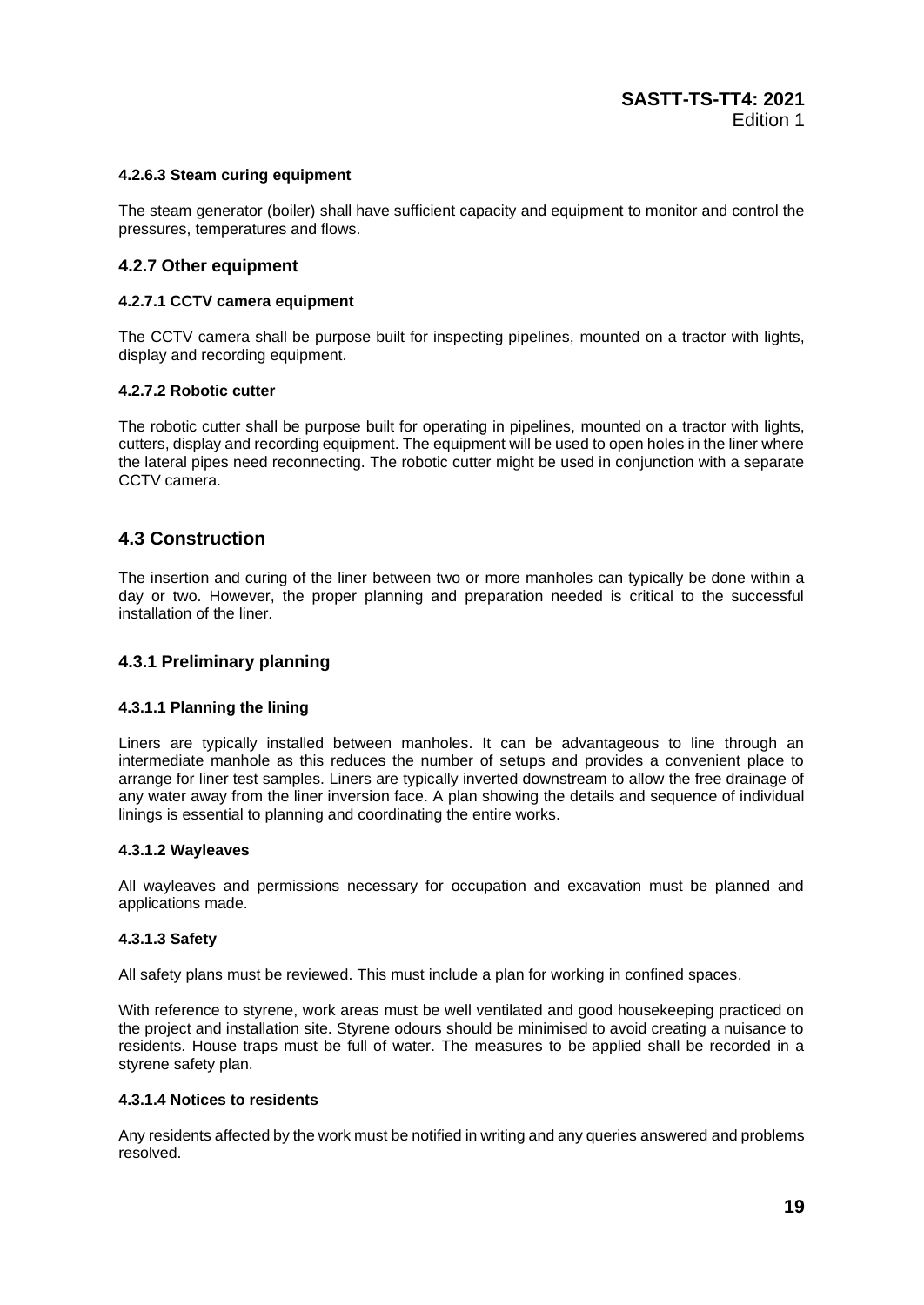#### 4.2.6.3 Steam curing equipment

The steam generator (boiler) shall have sufficient capacity and equipment to monitor and control the pressures, temperatures and flows.

### 4.2.7 Other equipment

#### 4.2.7.1 CCTV camera equipment

The CCTV camera shall be purpose built for inspecting pipelines, mounted on a tractor with lights, display and recording equipment.

#### 4.2.7.2 Robotic cutter

The robotic cutter shall be purpose built for operating in pipelines, mounted on a tractor with lights, cutters, display and recording equipment. The equipment will be used to open holes in the liner where the lateral pipes need reconnecting. The robotic cutter might be used in conjunction with a separate CCTV camera.

## 4.3 Construction

The insertion and curing of the liner between two or more manholes can typically be done within a day or two. However, the proper planning and preparation needed is critical to the successful installation of the liner.

### 4.3.1 Preliminary planning

#### 4.3.1.1 Planning the lining

Liners are typically installed between manholes. It can be advantageous to line through an intermediate manhole as this reduces the number of setups and provides a convenient place to arrange for liner test samples. Liners are typically inverted downstream to allow the free drainage of any water away from the liner inversion face. A plan showing the details and sequence of individual linings is essential to planning and coordinating the entire works.

#### 4.3.1.2 Wayleaves

All wayleaves and permissions necessary for occupation and excavation must be planned and applications made.

#### 4.3.1.3 Safety

All safety plans must be reviewed. This must include a plan for working in confined spaces.

With reference to styrene, work areas must be well ventilated and good housekeeping practiced on the project and installation site. Styrene odours should be minimised to avoid creating a nuisance to residents. House traps must be full of water. The measures to be applied shall be recorded in a styrene safety plan.

#### 4.3.1.4 Notices to residents

Any residents affected by the work must be notified in writing and any queries answered and problems resolved.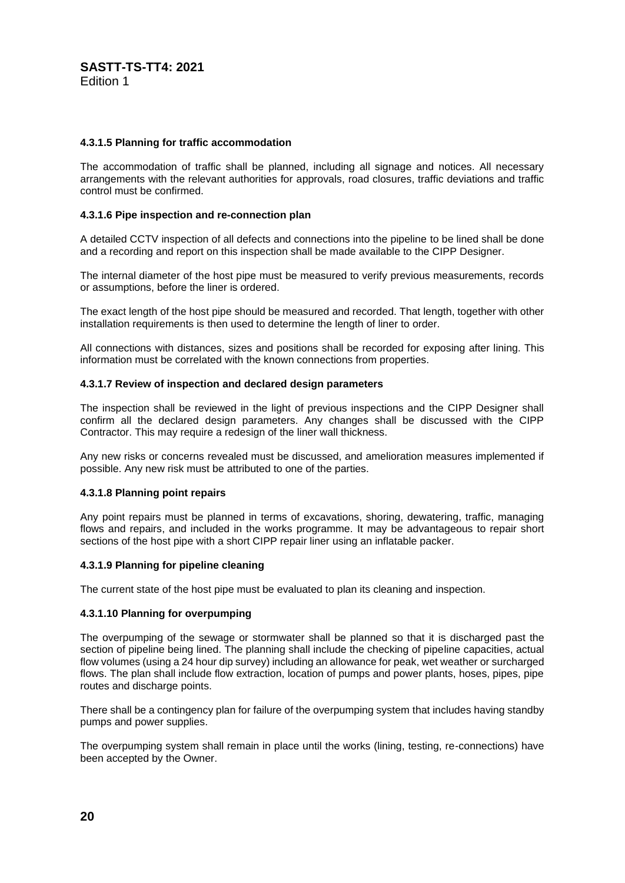#### 4.3.1.5 Planning for traffic accommodation

The accommodation of traffic shall be planned, including all signage and notices. All necessary arrangements with the relevant authorities for approvals, road closures, traffic deviations and traffic control must be confirmed.

#### 4.3.1.6 Pipe inspection and re-connection plan

A detailed CCTV inspection of all defects and connections into the pipeline to be lined shall be done and a recording and report on this inspection shall be made available to the CIPP Designer.

The internal diameter of the host pipe must be measured to verify previous measurements, records or assumptions, before the liner is ordered.

The exact length of the host pipe should be measured and recorded. That length, together with other installation requirements is then used to determine the length of liner to order.

All connections with distances, sizes and positions shall be recorded for exposing after lining. This information must be correlated with the known connections from properties.

#### 4.3.1.7 Review of inspection and declared design parameters

The inspection shall be reviewed in the light of previous inspections and the CIPP Designer shall confirm all the declared design parameters. Any changes shall be discussed with the CIPP Contractor. This may require a redesign of the liner wall thickness.

Any new risks or concerns revealed must be discussed, and amelioration measures implemented if possible. Any new risk must be attributed to one of the parties.

#### 4.3.1.8 Planning point repairs

Any point repairs must be planned in terms of excavations, shoring, dewatering, traffic, managing flows and repairs, and included in the works programme. It may be advantageous to repair short sections of the host pipe with a short CIPP repair liner using an inflatable packer.

#### 4.3.1.9 Planning for pipeline cleaning

The current state of the host pipe must be evaluated to plan its cleaning and inspection.

#### 4.3.1.10 Planning for overpumping

The overpumping of the sewage or stormwater shall be planned so that it is discharged past the section of pipeline being lined. The planning shall include the checking of pipeline capacities, actual flow volumes (using a 24 hour dip survey) including an allowance for peak, wet weather or surcharged flows. The plan shall include flow extraction, location of pumps and power plants, hoses, pipes, pipe routes and discharge points.

There shall be a contingency plan for failure of the overpumping system that includes having standby pumps and power supplies.

The overpumping system shall remain in place until the works (lining, testing, re-connections) have been accepted by the Owner.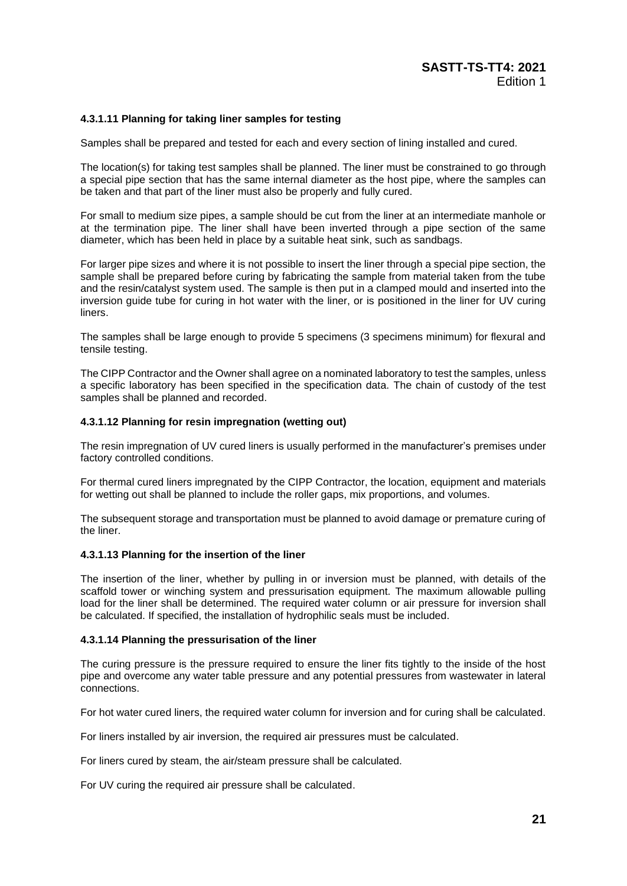#### 4.3.1.11 Planning for taking liner samples for testing

Samples shall be prepared and tested for each and every section of lining installed and cured.

The location(s) for taking test samples shall be planned. The liner must be constrained to go through a special pipe section that has the same internal diameter as the host pipe, where the samples can be taken and that part of the liner must also be properly and fully cured.

For small to medium size pipes, a sample should be cut from the liner at an intermediate manhole or at the termination pipe. The liner shall have been inverted through a pipe section of the same diameter, which has been held in place by a suitable heat sink, such as sandbags.

For larger pipe sizes and where it is not possible to insert the liner through a special pipe section, the sample shall be prepared before curing by fabricating the sample from material taken from the tube and the resin/catalyst system used. The sample is then put in a clamped mould and inserted into the inversion guide tube for curing in hot water with the liner, or is positioned in the liner for UV curing liners.

The samples shall be large enough to provide 5 specimens (3 specimens minimum) for flexural and tensile testing.

The CIPP Contractor and the Owner shall agree on a nominated laboratory to test the samples, unless a specific laboratory has been specified in the specification data. The chain of custody of the test samples shall be planned and recorded.

#### 4.3.1.12 Planning for resin impregnation (wetting out)

The resin impregnation of UV cured liners is usually performed in the manufacturer's premises under factory controlled conditions.

For thermal cured liners impregnated by the CIPP Contractor, the location, equipment and materials for wetting out shall be planned to include the roller gaps, mix proportions, and volumes.

The subsequent storage and transportation must be planned to avoid damage or premature curing of the liner.

#### 4.3.1.13 Planning for the insertion of the liner

The insertion of the liner, whether by pulling in or inversion must be planned, with details of the scaffold tower or winching system and pressurisation equipment. The maximum allowable pulling load for the liner shall be determined. The required water column or air pressure for inversion shall be calculated. If specified, the installation of hydrophilic seals must be included.

#### 4.3.1.14 Planning the pressurisation of the liner

The curing pressure is the pressure required to ensure the liner fits tightly to the inside of the host pipe and overcome any water table pressure and any potential pressures from wastewater in lateral connections.

For hot water cured liners, the required water column for inversion and for curing shall be calculated.

For liners installed by air inversion, the required air pressures must be calculated.

For liners cured by steam, the air/steam pressure shall be calculated.

For UV curing the required air pressure shall be calculated.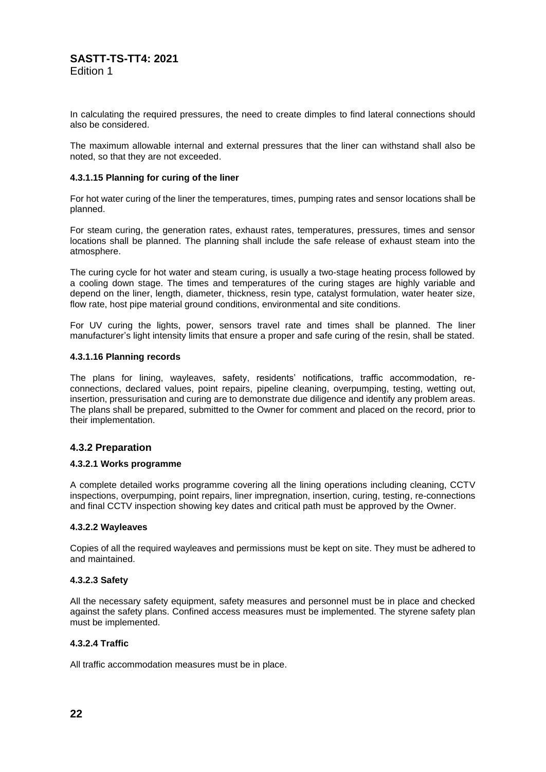In calculating the required pressures, the need to create dimples to find lateral connections should also be considered.

The maximum allowable internal and external pressures that the liner can withstand shall also be noted, so that they are not exceeded.

#### 4.3.1.15 Planning for curing of the liner

For hot water curing of the liner the temperatures, times, pumping rates and sensor locations shall be planned.

For steam curing, the generation rates, exhaust rates, temperatures, pressures, times and sensor locations shall be planned. The planning shall include the safe release of exhaust steam into the atmosphere.

The curing cycle for hot water and steam curing, is usually a two-stage heating process followed by a cooling down stage. The times and temperatures of the curing stages are highly variable and depend on the liner, length, diameter, thickness, resin type, catalyst formulation, water heater size, flow rate, host pipe material ground conditions, environmental and site conditions.

For UV curing the lights, power, sensors travel rate and times shall be planned. The liner manufacturer's light intensity limits that ensure a proper and safe curing of the resin, shall be stated.

#### 4.3.1.16 Planning records

The plans for lining, wayleaves, safety, residents' notifications, traffic accommodation, re-connections, declared values, point repairs, pipeline cleaning, overpumping, testing, wetting out, insertion, pressurisation and curing are to demonstrate due diligence and identify any problem areas. The plans shall be prepared, submitted to the Owner for comment and placed on the record, prior to their implementation.

### 4.3.2 Preparation

#### 4.3.2.1 Works programme

A complete detailed works programme covering all the lining operations including cleaning, CCTV inspections, overpumping, point repairs, liner impregnation, insertion, curing, testing, re-connections and final CCTV inspection showing key dates and critical path must be approved by the Owner.

#### 4.3.2.2 Wayleaves

Copies of all the required wayleaves and permissions must be kept on site. They must be adhered to and maintained.

#### 4.3.2.3 Safety

All the necessary safety equipment, safety measures and personnel must be in place and checked against the safety plans. Confined access measures must be implemented. The styrene safety plan must be implemented.

#### 4.3.2.4 Traffic

All traffic accommodation measures must be in place.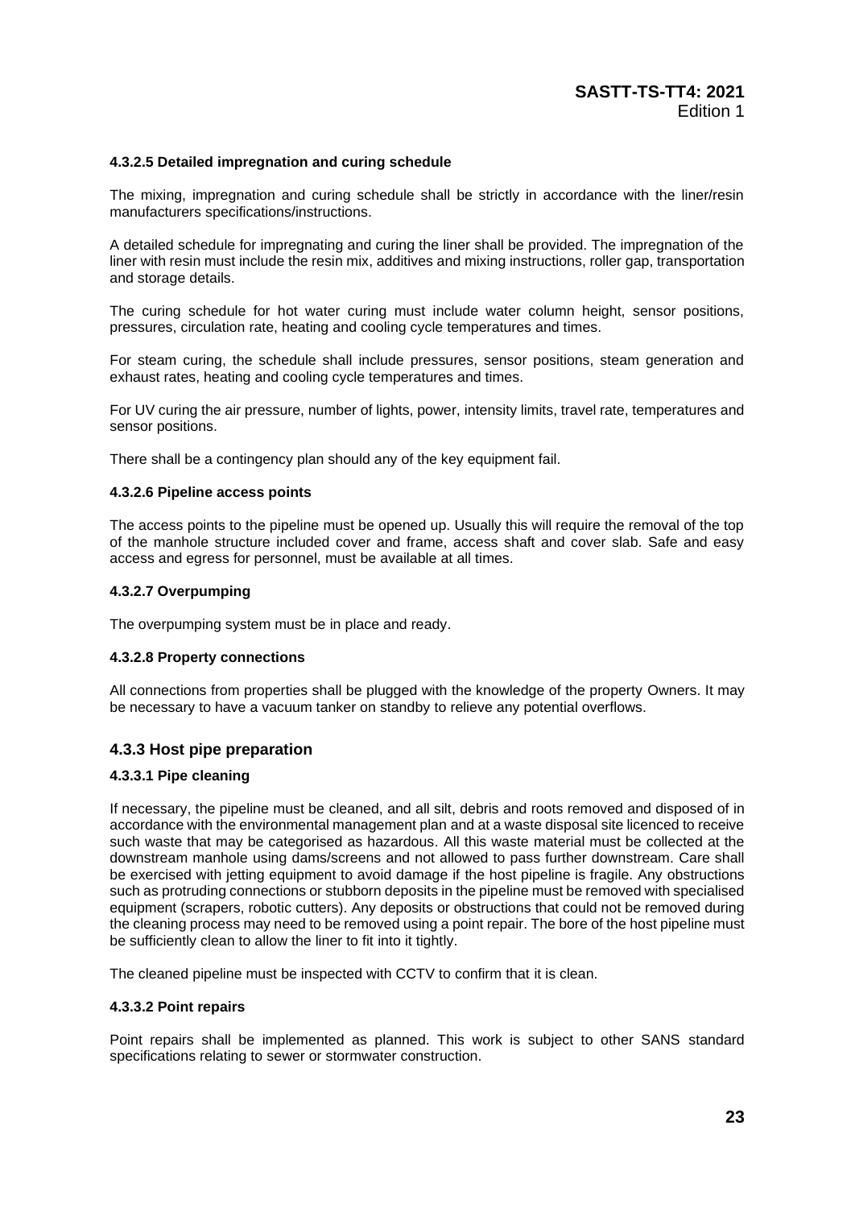#### 4.3.2.5 Detailed impregnation and curing schedule

The mixing, impregnation and curing schedule shall be strictly in accordance with the liner/resin manufacturers specifications/instructions.

A detailed schedule for impregnating and curing the liner shall be provided. The impregnation of the liner with resin must include the resin mix, additives and mixing instructions, roller gap, transportation and storage details.

The curing schedule for hot water curing must include water column height, sensor positions, pressures, circulation rate, heating and cooling cycle temperatures and times.

For steam curing, the schedule shall include pressures, sensor positions, steam generation and exhaust rates, heating and cooling cycle temperatures and times.

For UV curing the air pressure, number of lights, power, intensity limits, travel rate, temperatures and sensor positions.

There shall be a contingency plan should any of the key equipment fail.

#### 4.3.2.6 Pipeline access points

The access points to the pipeline must be opened up. Usually this will require the removal of the top of the manhole structure included cover and frame, access shaft and cover slab. Safe and easy access and egress for personnel, must be available at all times.

#### 4.3.2.7 Overpumping

The overpumping system must be in place and ready.

#### 4.3.2.8 Property connections

All connections from properties shall be plugged with the knowledge of the property Owners. It may be necessary to have a vacuum tanker on standby to relieve any potential overflows.

### 4.3.3 Host pipe preparation

#### 4.3.3.1 Pipe cleaning

If necessary, the pipeline must be cleaned, and all silt, debris and roots removed and disposed of in accordance with the environmental management plan and at a waste disposal site licenced to receive such waste that may be categorised as hazardous. All this waste material must be collected at the downstream manhole using dams/screens and not allowed to pass further downstream. Care shall be exercised with jetting equipment to avoid damage if the host pipeline is fragile. Any obstructions such as protruding connections or stubborn deposits in the pipeline must be removed with specialised equipment (scrapers, robotic cutters). Any deposits or obstructions that could not be removed during the cleaning process may need to be removed using a point repair. The bore of the host pipeline must be sufficiently clean to allow the liner to fit into it tightly.

The cleaned pipeline must be inspected with CCTV to confirm that it is clean.

#### 4.3.3.2 Point repairs

Point repairs shall be implemented as planned. This work is subject to other SANS standard specifications relating to sewer or stormwater construction.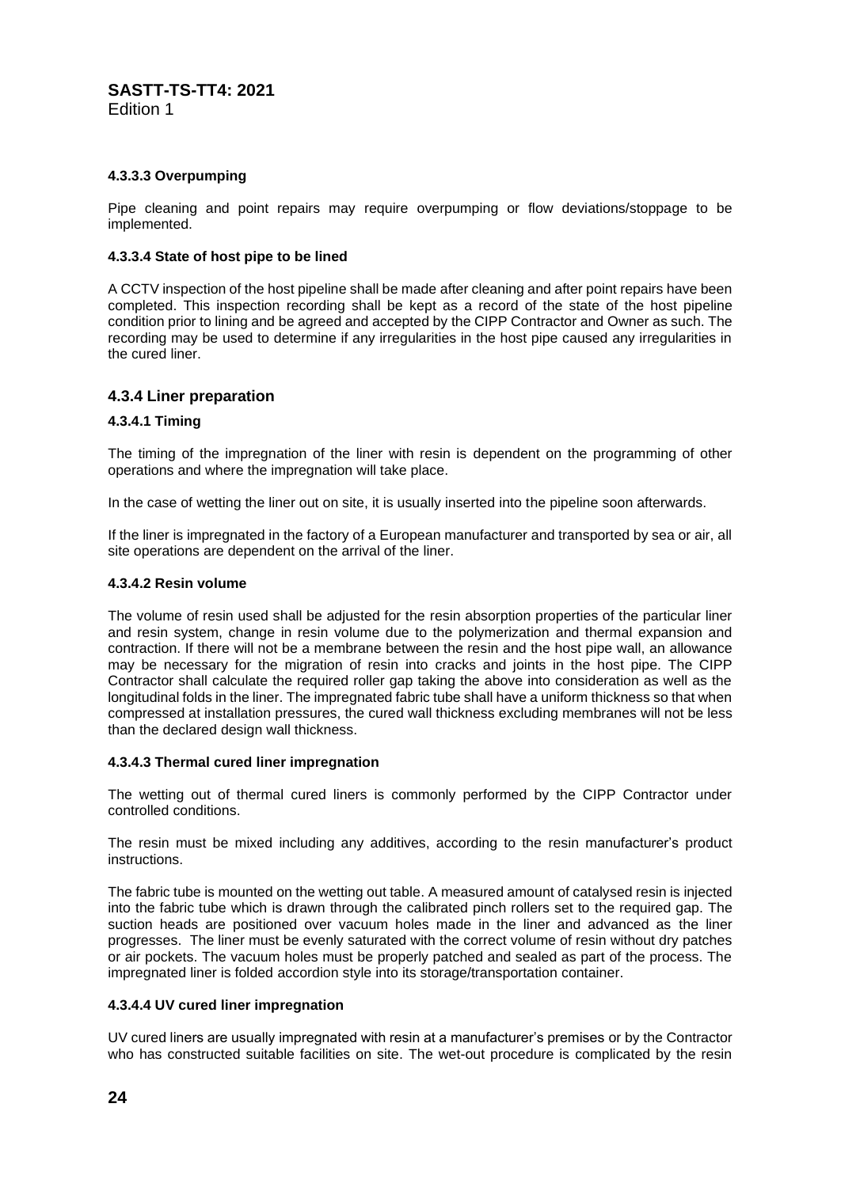#### 4.3.3.3 Overpumping

Pipe cleaning and point repairs may require overpumping or flow deviations/stoppage to be implemented.

#### 4.3.3.4 State of host pipe to be lined

A CCTV inspection of the host pipeline shall be made after cleaning and after point repairs have been completed. This inspection recording shall be kept as a record of the state of the host pipeline condition prior to lining and be agreed and accepted by the CIPP Contractor and Owner as such. The recording may be used to determine if any irregularities in the host pipe caused any irregularities in the cured liner.

### 4.3.4 Liner preparation

#### 4.3.4.1 Timing

The timing of the impregnation of the liner with resin is dependent on the programming of other operations and where the impregnation will take place.

In the case of wetting the liner out on site, it is usually inserted into the pipeline soon afterwards.

If the liner is impregnated in the factory of a European manufacturer and transported by sea or air, all site operations are dependent on the arrival of the liner.

#### 4.3.4.2 Resin volume

The volume of resin used shall be adjusted for the resin absorption properties of the particular liner and resin system, change in resin volume due to the polymerization and thermal expansion and contraction. If there will not be a membrane between the resin and the host pipe wall, an allowance may be necessary for the migration of resin into cracks and joints in the host pipe. The CIPP Contractor shall calculate the required roller gap taking the above into consideration as well as the longitudinal folds in the liner. The impregnated fabric tube shall have a uniform thickness so that when compressed at installation pressures, the cured wall thickness excluding membranes will not be less than the declared design wall thickness.

#### 4.3.4.3 Thermal cured liner impregnation

The wetting out of thermal cured liners is commonly performed by the CIPP Contractor under controlled conditions.

The resin must be mixed including any additives, according to the resin manufacturer's product instructions.

The fabric tube is mounted on the wetting out table. A measured amount of catalysed resin is injected into the fabric tube which is drawn through the calibrated pinch rollers set to the required gap. The suction heads are positioned over vacuum holes made in the liner and advanced as the liner progresses. The liner must be evenly saturated with the correct volume of resin without dry patches or air pockets. The vacuum holes must be properly patched and sealed as part of the process. The impregnated liner is folded accordion style into its storage/transportation container.

#### 4.3.4.4 UV cured liner impregnation

UV cured liners are usually impregnated with resin at a manufacturer's premises or by the Contractor who has constructed suitable facilities on site. The wet-out procedure is complicated by the resin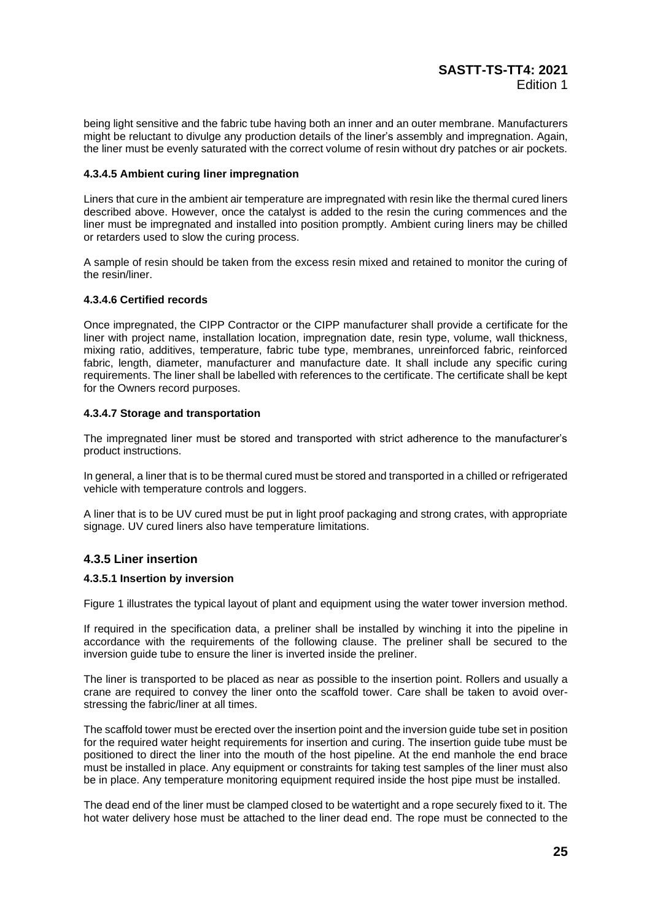being light sensitive and the fabric tube having both an inner and an outer membrane. Manufacturers might be reluctant to divulge any production details of the liner's assembly and impregnation. Again, the liner must be evenly saturated with the correct volume of resin without dry patches or air pockets.

#### 4.3.4.5 Ambient curing liner impregnation

Liners that cure in the ambient air temperature are impregnated with resin like the thermal cured liners described above. However, once the catalyst is added to the resin the curing commences and the liner must be impregnated and installed into position promptly. Ambient curing liners may be chilled or retarders used to slow the curing process.

A sample of resin should be taken from the excess resin mixed and retained to monitor the curing of the resin/liner.

#### 4.3.4.6 Certified records

Once impregnated, the CIPP Contractor or the CIPP manufacturer shall provide a certificate for the liner with project name, installation location, impregnation date, resin type, volume, wall thickness, mixing ratio, additives, temperature, fabric tube type, membranes, unreinforced fabric, reinforced fabric, length, diameter, manufacturer and manufacture date. It shall include any specific curing requirements. The liner shall be labelled with references to the certificate. The certificate shall be kept for the Owners record purposes.

#### 4.3.4.7 Storage and transportation

The impregnated liner must be stored and transported with strict adherence to the manufacturer's product instructions.

In general, a liner that is to be thermal cured must be stored and transported in a chilled or refrigerated vehicle with temperature controls and loggers.

A liner that is to be UV cured must be put in light proof packaging and strong crates, with appropriate signage. UV cured liners also have temperature limitations.

### 4.3.5 Liner insertion

#### 4.3.5.1 Insertion by inversion

Figure 1 illustrates the typical layout of plant and equipment using the water tower inversion method.

If required in the specification data, a preliner shall be installed by winching it into the pipeline in accordance with the requirements of the following clause. The preliner shall be secured to the inversion guide tube to ensure the liner is inverted inside the preliner.

The liner is transported to be placed as near as possible to the insertion point. Rollers and usually a crane are required to convey the liner onto the scaffold tower. Care shall be taken to avoid over-stressing the fabric/liner at all times.

The scaffold tower must be erected over the insertion point and the inversion guide tube set in position for the required water height requirements for insertion and curing. The insertion guide tube must be positioned to direct the liner into the mouth of the host pipeline. At the end manhole the end brace must be installed in place. Any equipment or constraints for taking test samples of the liner must also be in place. Any temperature monitoring equipment required inside the host pipe must be installed.

The dead end of the liner must be clamped closed to be watertight and a rope securely fixed to it. The hot water delivery hose must be attached to the liner dead end. The rope must be connected to the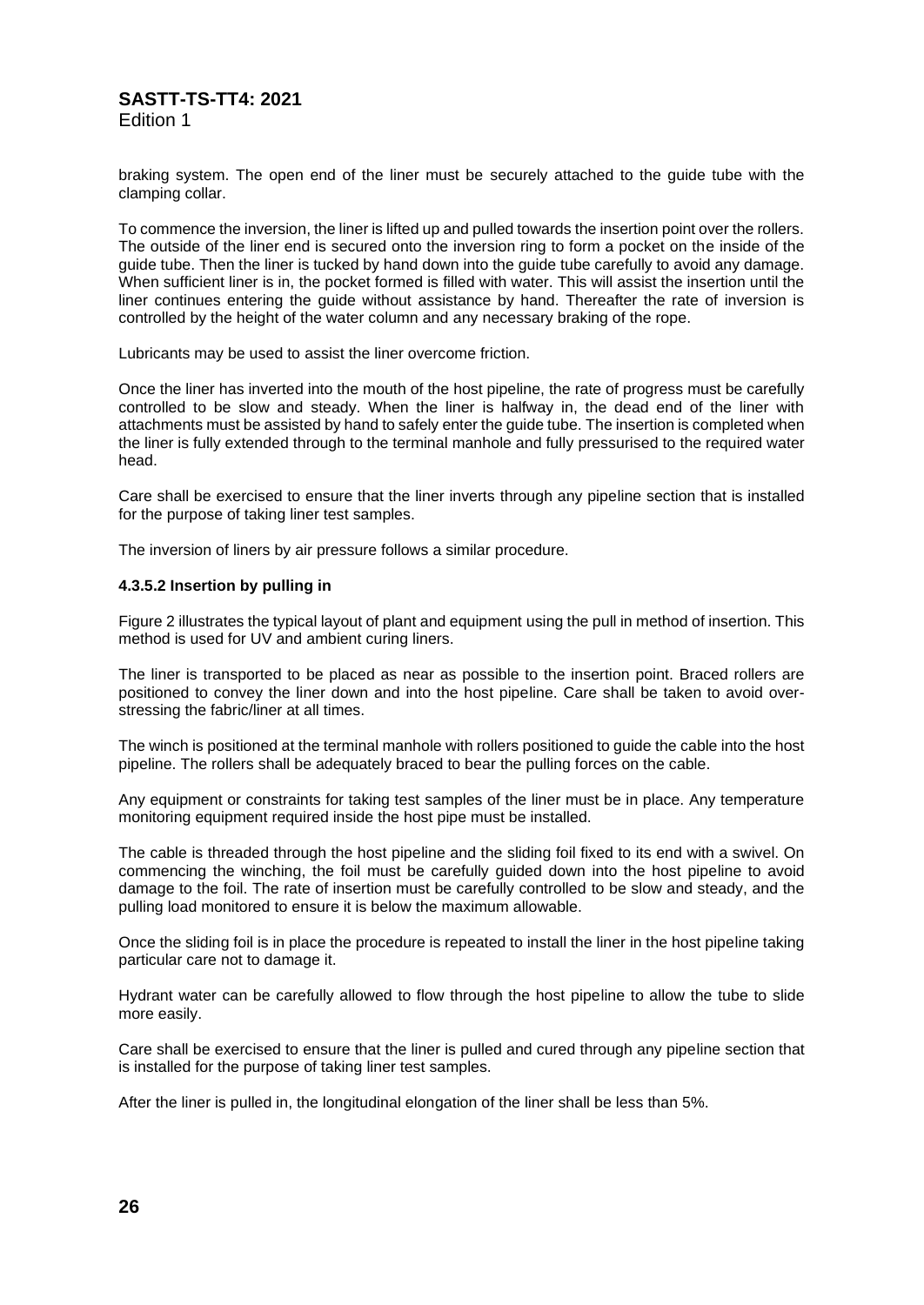braking system. The open end of the liner must be securely attached to the guide tube with the clamping collar.

To commence the inversion, the liner is lifted up and pulled towards the insertion point over the rollers. The outside of the liner end is secured onto the inversion ring to form a pocket on the inside of the guide tube. Then the liner is tucked by hand down into the guide tube carefully to avoid any damage. When sufficient liner is in, the pocket formed is filled with water. This will assist the insertion until the liner continues entering the guide without assistance by hand. Thereafter the rate of inversion is controlled by the height of the water column and any necessary braking of the rope.

Lubricants may be used to assist the liner overcome friction.

Once the liner has inverted into the mouth of the host pipeline, the rate of progress must be carefully controlled to be slow and steady. When the liner is halfway in, the dead end of the liner with attachments must be assisted by hand to safely enter the guide tube. The insertion is completed when the liner is fully extended through to the terminal manhole and fully pressurised to the required water head.

Care shall be exercised to ensure that the liner inverts through any pipeline section that is installed for the purpose of taking liner test samples.

The inversion of liners by air pressure follows a similar procedure.

#### 4.3.5.2 Insertion by pulling in

Figure 2 illustrates the typical layout of plant and equipment using the pull in method of insertion. This method is used for UV and ambient curing liners.

The liner is transported to be placed as near as possible to the insertion point. Braced rollers are positioned to convey the liner down and into the host pipeline. Care shall be taken to avoid over-stressing the fabric/liner at all times.

The winch is positioned at the terminal manhole with rollers positioned to guide the cable into the host pipeline. The rollers shall be adequately braced to bear the pulling forces on the cable.

Any equipment or constraints for taking test samples of the liner must be in place. Any temperature monitoring equipment required inside the host pipe must be installed.

The cable is threaded through the host pipeline and the sliding foil fixed to its end with a swivel. On commencing the winching, the foil must be carefully guided down into the host pipeline to avoid damage to the foil. The rate of insertion must be carefully controlled to be slow and steady, and the pulling load monitored to ensure it is below the maximum allowable.

Once the sliding foil is in place the procedure is repeated to install the liner in the host pipeline taking particular care not to damage it.

Hydrant water can be carefully allowed to flow through the host pipeline to allow the tube to slide more easily.

Care shall be exercised to ensure that the liner is pulled and cured through any pipeline section that is installed for the purpose of taking liner test samples.

After the liner is pulled in, the longitudinal elongation of the liner shall be less than 5%.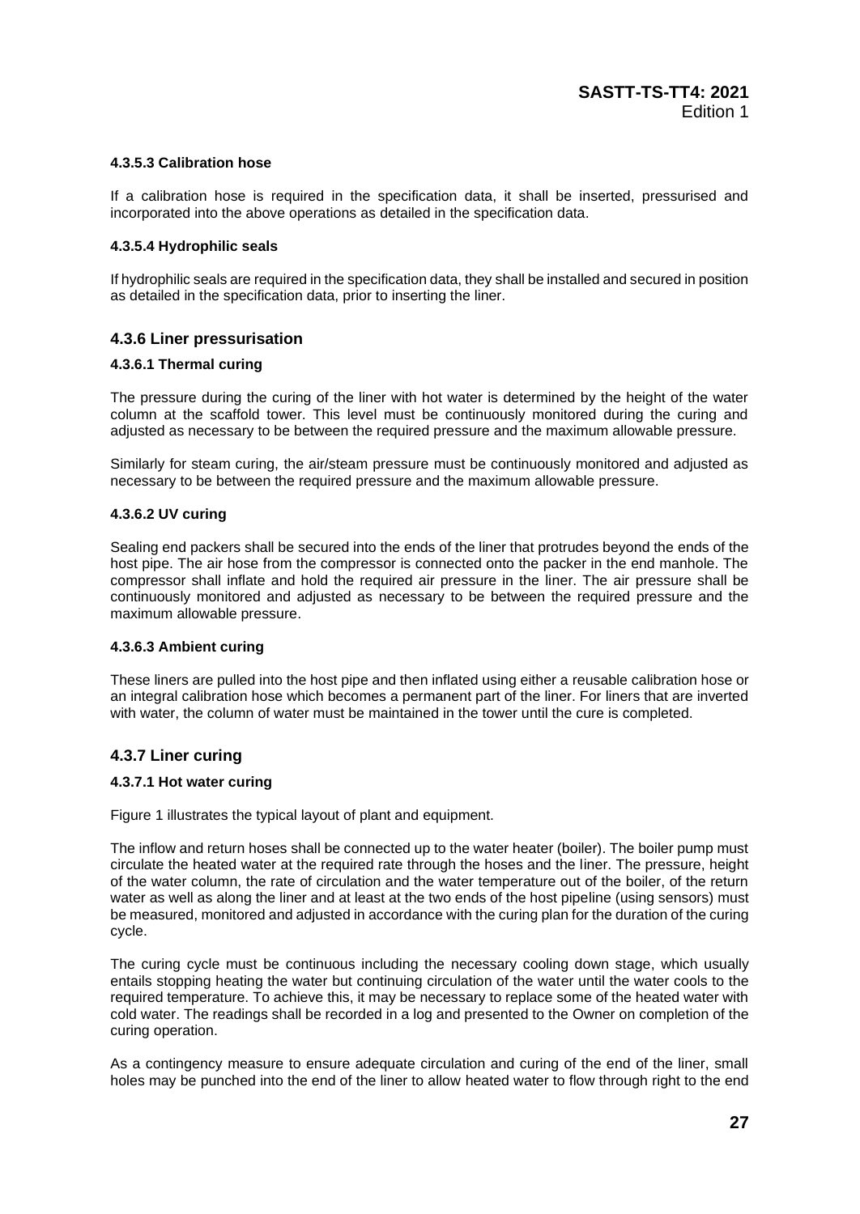#### 4.3.5.3 Calibration hose

If a calibration hose is required in the specification data, it shall be inserted, pressurised and incorporated into the above operations as detailed in the specification data.

#### 4.3.5.4 Hydrophilic seals

If hydrophilic seals are required in the specification data, they shall be installed and secured in position as detailed in the specification data, prior to inserting the liner.

### 4.3.6 Liner pressurisation

#### 4.3.6.1 Thermal curing

The pressure during the curing of the liner with hot water is determined by the height of the water column at the scaffold tower. This level must be continuously monitored during the curing and adjusted as necessary to be between the required pressure and the maximum allowable pressure.

Similarly for steam curing, the air/steam pressure must be continuously monitored and adjusted as necessary to be between the required pressure and the maximum allowable pressure.

#### 4.3.6.2 UV curing

Sealing end packers shall be secured into the ends of the liner that protrudes beyond the ends of the host pipe. The air hose from the compressor is connected onto the packer in the end manhole. The compressor shall inflate and hold the required air pressure in the liner. The air pressure shall be continuously monitored and adjusted as necessary to be between the required pressure and the maximum allowable pressure.

#### 4.3.6.3 Ambient curing

These liners are pulled into the host pipe and then inflated using either a reusable calibration hose or an integral calibration hose which becomes a permanent part of the liner. For liners that are inverted with water, the column of water must be maintained in the tower until the cure is completed.

### 4.3.7 Liner curing

#### 4.3.7.1 Hot water curing

Figure 1 illustrates the typical layout of plant and equipment.

The inflow and return hoses shall be connected up to the water heater (boiler). The boiler pump must circulate the heated water at the required rate through the hoses and the liner. The pressure, height of the water column, the rate of circulation and the water temperature out of the boiler, of the return water as well as along the liner and at least at the two ends of the host pipeline (using sensors) must be measured, monitored and adjusted in accordance with the curing plan for the duration of the curing cycle.

The curing cycle must be continuous including the necessary cooling down stage, which usually entails stopping heating the water but continuing circulation of the water until the water cools to the required temperature. To achieve this, it may be necessary to replace some of the heated water with cold water. The readings shall be recorded in a log and presented to the Owner on completion of the curing operation.

As a contingency measure to ensure adequate circulation and curing of the end of the liner, small holes may be punched into the end of the liner to allow heated water to flow through right to the end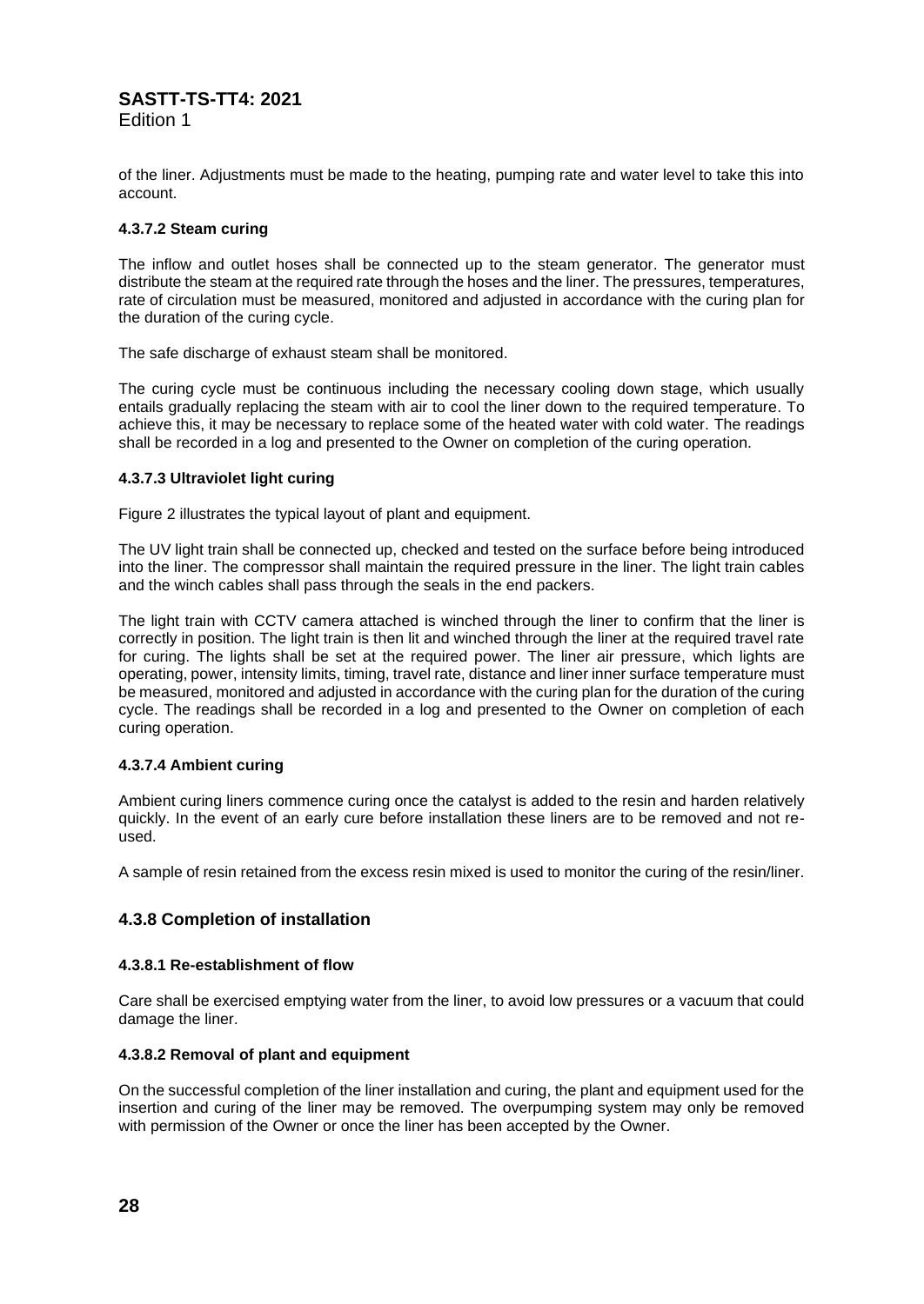of the liner. Adjustments must be made to the heating, pumping rate and water level to take this into account.

#### 4.3.7.2 Steam curing

The inflow and outlet hoses shall be connected up to the steam generator. The generator must distribute the steam at the required rate through the hoses and the liner. The pressures, temperatures, rate of circulation must be measured, monitored and adjusted in accordance with the curing plan for the duration of the curing cycle.

The safe discharge of exhaust steam shall be monitored.

The curing cycle must be continuous including the necessary cooling down stage, which usually entails gradually replacing the steam with air to cool the liner down to the required temperature. To achieve this, it may be necessary to replace some of the heated water with cold water. The readings shall be recorded in a log and presented to the Owner on completion of the curing operation.

#### 4.3.7.3 Ultraviolet light curing

Figure 2 illustrates the typical layout of plant and equipment.

The UV light train shall be connected up, checked and tested on the surface before being introduced into the liner. The compressor shall maintain the required pressure in the liner. The light train cables and the winch cables shall pass through the seals in the end packers.

The light train with CCTV camera attached is winched through the liner to confirm that the liner is correctly in position. The light train is then lit and winched through the liner at the required travel rate for curing. The lights shall be set at the required power. The liner air pressure, which lights are operating, power, intensity limits, timing, travel rate, distance and liner inner surface temperature must be measured, monitored and adjusted in accordance with the curing plan for the duration of the curing cycle. The readings shall be recorded in a log and presented to the Owner on completion of each curing operation.

#### 4.3.7.4 Ambient curing

Ambient curing liners commence curing once the catalyst is added to the resin and harden relatively quickly. In the event of an early cure before installation these liners are to be removed and not re-used.

A sample of resin retained from the excess resin mixed is used to monitor the curing of the resin/liner.

### 4.3.8 Completion of installation

#### 4.3.8.1 Re-establishment of flow

Care shall be exercised emptying water from the liner, to avoid low pressures or a vacuum that could damage the liner.

#### 4.3.8.2 Removal of plant and equipment

On the successful completion of the liner installation and curing, the plant and equipment used for the insertion and curing of the liner may be removed. The overpumping system may only be removed with permission of the Owner or once the liner has been accepted by the Owner.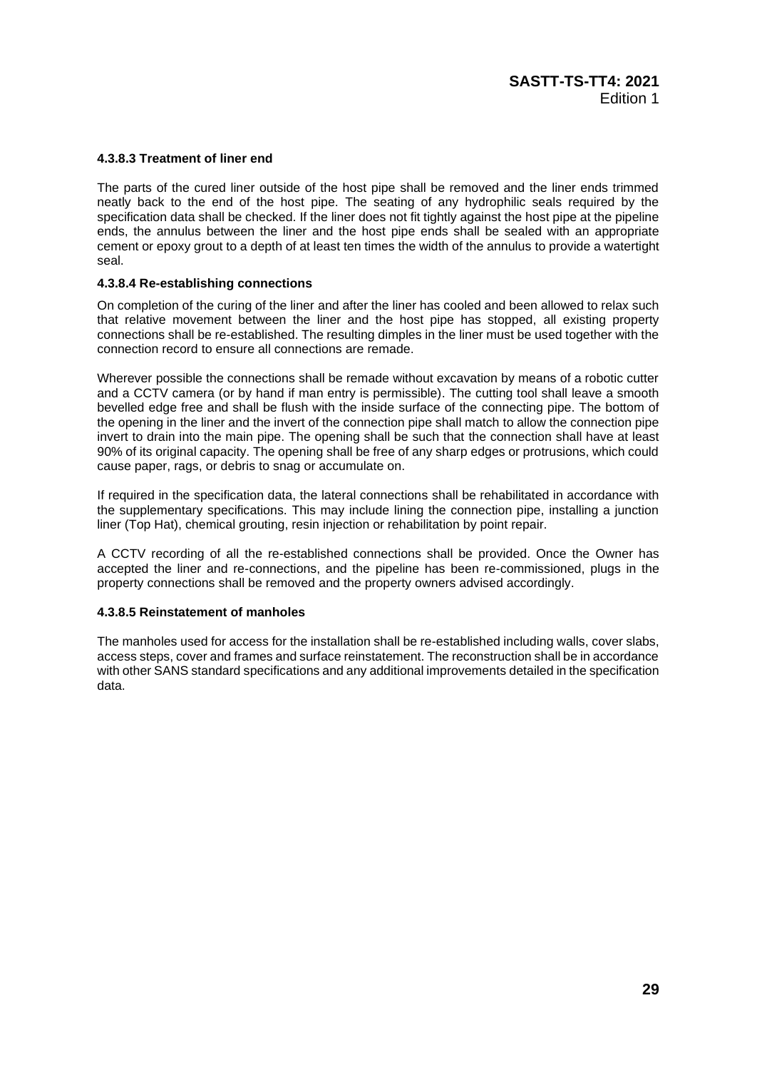#### 4.3.8.3 Treatment of liner end

The parts of the cured liner outside of the host pipe shall be removed and the liner ends trimmed neatly back to the end of the host pipe. The seating of any hydrophilic seals required by the specification data shall be checked. If the liner does not fit tightly against the host pipe at the pipeline ends, the annulus between the liner and the host pipe ends shall be sealed with an appropriate cement or epoxy grout to a depth of at least ten times the width of the annulus to provide a watertight seal.

#### 4.3.8.4 Re-establishing connections

On completion of the curing of the liner and after the liner has cooled and been allowed to relax such that relative movement between the liner and the host pipe has stopped, all existing property connections shall be re-established. The resulting dimples in the liner must be used together with the connection record to ensure all connections are remade.

Wherever possible the connections shall be remade without excavation by means of a robotic cutter and a CCTV camera (or by hand if man entry is permissible). The cutting tool shall leave a smooth bevelled edge free and shall be flush with the inside surface of the connecting pipe. The bottom of the opening in the liner and the invert of the connection pipe shall match to allow the connection pipe invert to drain into the main pipe. The opening shall be such that the connection shall have at least 90% of its original capacity. The opening shall be free of any sharp edges or protrusions, which could cause paper, rags, or debris to snag or accumulate on.

If required in the specification data, the lateral connections shall be rehabilitated in accordance with the supplementary specifications. This may include lining the connection pipe, installing a junction liner (Top Hat), chemical grouting, resin injection or rehabilitation by point repair.

A CCTV recording of all the re-established connections shall be provided. Once the Owner has accepted the liner and re-connections, and the pipeline has been re-commissioned, plugs in the property connections shall be removed and the property owners advised accordingly.

#### 4.3.8.5 Reinstatement of manholes

The manholes used for access for the installation shall be re-established including walls, cover slabs, access steps, cover and frames and surface reinstatement. The reconstruction shall be in accordance with other SANS standard specifications and any additional improvements detailed in the specification data.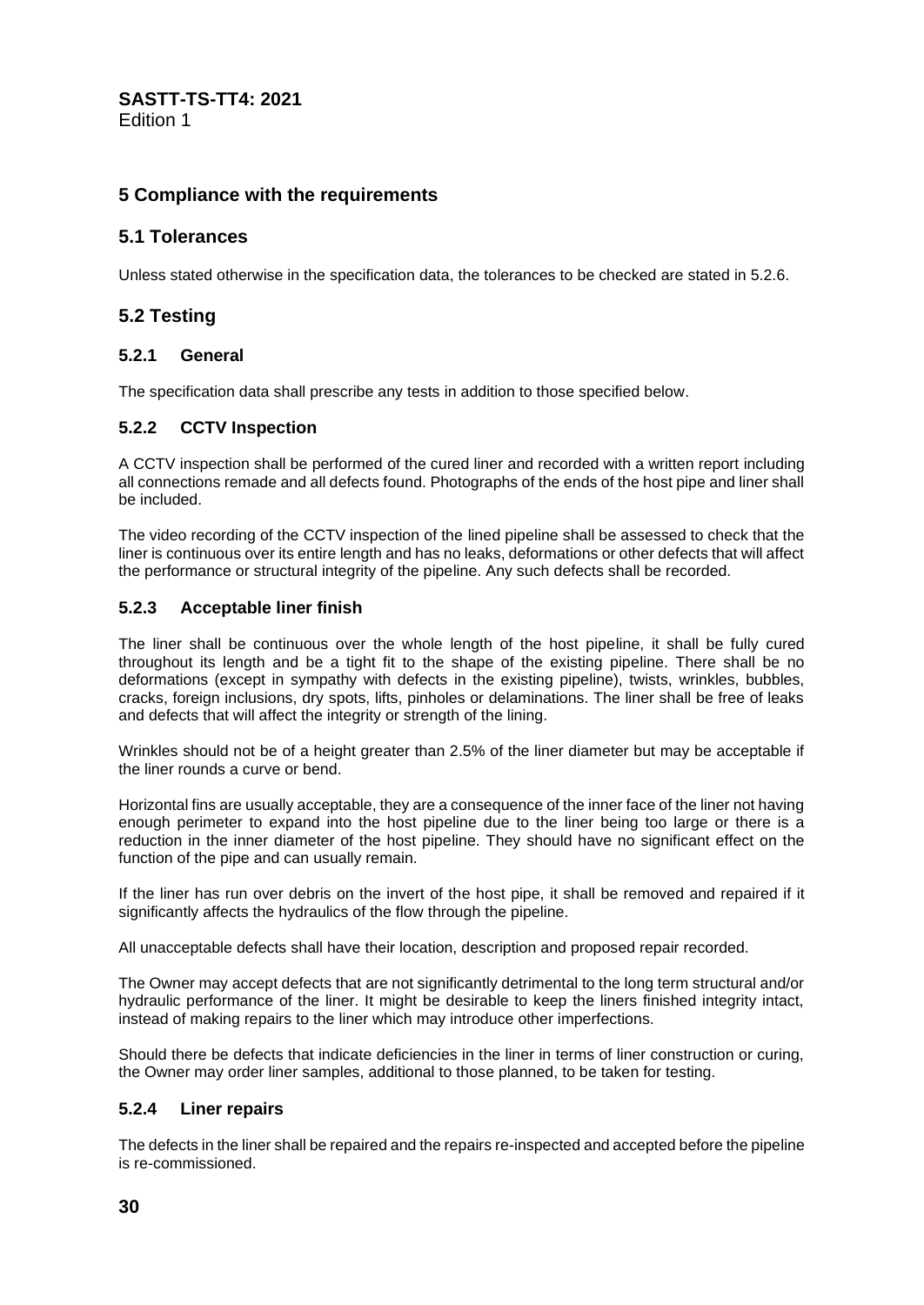## 5 Compliance with the requirements

### 5.1 Tolerances

Unless stated otherwise in the specification data, the tolerances to be checked are stated in 5.2.6.

### 5.2 Testing

#### 5.2.1 General

The specification data shall prescribe any tests in addition to those specified below.

#### 5.2.2 CCTV Inspection

A CCTV inspection shall be performed of the cured liner and recorded with a written report including all connections remade and all defects found. Photographs of the ends of the host pipe and liner shall be included.

The video recording of the CCTV inspection of the lined pipeline shall be assessed to check that the liner is continuous over its entire length and has no leaks, deformations or other defects that will affect the performance or structural integrity of the pipeline. Any such defects shall be recorded.

#### 5.2.3 Acceptable liner finish

The liner shall be continuous over the whole length of the host pipeline, it shall be fully cured throughout its length and be a tight fit to the shape of the existing pipeline. There shall be no deformations (except in sympathy with defects in the existing pipeline), twists, wrinkles, bubbles, cracks, foreign inclusions, dry spots, lifts, pinholes or delaminations. The liner shall be free of leaks and defects that will affect the integrity or strength of the lining.

Wrinkles should not be of a height greater than 2.5% of the liner diameter but may be acceptable if the liner rounds a curve or bend.

Horizontal fins are usually acceptable, they are a consequence of the inner face of the liner not having enough perimeter to expand into the host pipeline due to the liner being too large or there is a reduction in the inner diameter of the host pipeline. They should have no significant effect on the function of the pipe and can usually remain.

If the liner has run over debris on the invert of the host pipe, it shall be removed and repaired if it significantly affects the hydraulics of the flow through the pipeline.

All unacceptable defects shall have their location, description and proposed repair recorded.

The Owner may accept defects that are not significantly detrimental to the long term structural and/or hydraulic performance of the liner. It might be desirable to keep the liners finished integrity intact, instead of making repairs to the liner which may introduce other imperfections.

Should there be defects that indicate deficiencies in the liner in terms of liner construction or curing, the Owner may order liner samples, additional to those planned, to be taken for testing.

#### 5.2.4 Liner repairs

The defects in the liner shall be repaired and the repairs re-inspected and accepted before the pipeline is re-commissioned.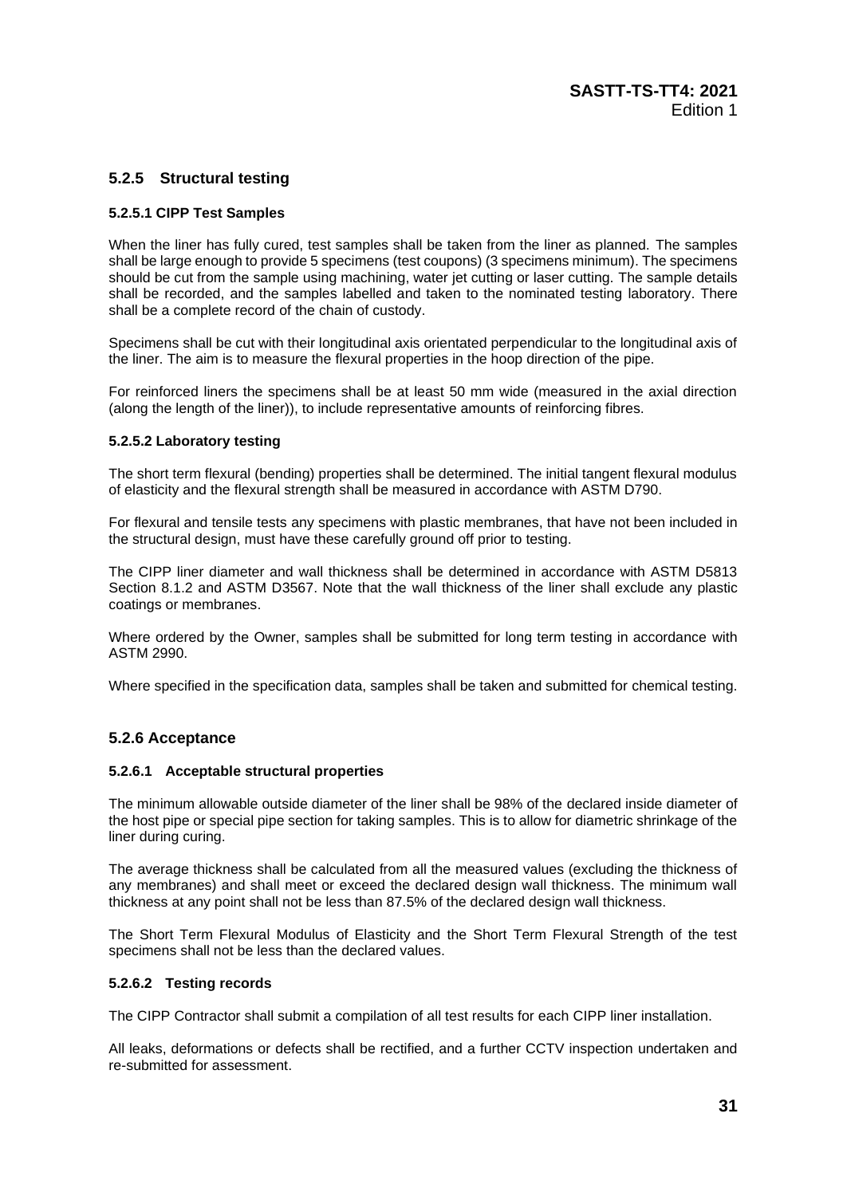### 5.2.5 Structural testing

#### 5.2.5.1 CIPP Test Samples

When the liner has fully cured, test samples shall be taken from the liner as planned. The samples shall be large enough to provide 5 specimens (test coupons) (3 specimens minimum). The specimens should be cut from the sample using machining, water jet cutting or laser cutting. The sample details shall be recorded, and the samples labelled and taken to the nominated testing laboratory. There shall be a complete record of the chain of custody.

Specimens shall be cut with their longitudinal axis orientated perpendicular to the longitudinal axis of the liner. The aim is to measure the flexural properties in the hoop direction of the pipe.

For reinforced liners the specimens shall be at least 50 mm wide (measured in the axial direction (along the length of the liner)), to include representative amounts of reinforcing fibres.

#### 5.2.5.2 Laboratory testing

The short term flexural (bending) properties shall be determined. The initial tangent flexural modulus of elasticity and the flexural strength shall be measured in accordance with ASTM D790.

For flexural and tensile tests any specimens with plastic membranes, that have not been included in the structural design, must have these carefully ground off prior to testing.

The CIPP liner diameter and wall thickness shall be determined in accordance with ASTM D5813 Section 8.1.2 and ASTM D3567. Note that the wall thickness of the liner shall exclude any plastic coatings or membranes.

Where ordered by the Owner, samples shall be submitted for long term testing in accordance with ASTM 2990.

Where specified in the specification data, samples shall be taken and submitted for chemical testing.

### 5.2.6 Acceptance

#### 5.2.6.1 Acceptable structural properties

The minimum allowable outside diameter of the liner shall be 98% of the declared inside diameter of the host pipe or special pipe section for taking samples. This is to allow for diametric shrinkage of the liner during curing.

The average thickness shall be calculated from all the measured values (excluding the thickness of any membranes) and shall meet or exceed the declared design wall thickness. The minimum wall thickness at any point shall not be less than 87.5% of the declared design wall thickness.

The Short Term Flexural Modulus of Elasticity and the Short Term Flexural Strength of the test specimens shall not be less than the declared values.

#### 5.2.6.2 Testing records

The CIPP Contractor shall submit a compilation of all test results for each CIPP liner installation.

All leaks, deformations or defects shall be rectified, and a further CCTV inspection undertaken and re-submitted for assessment.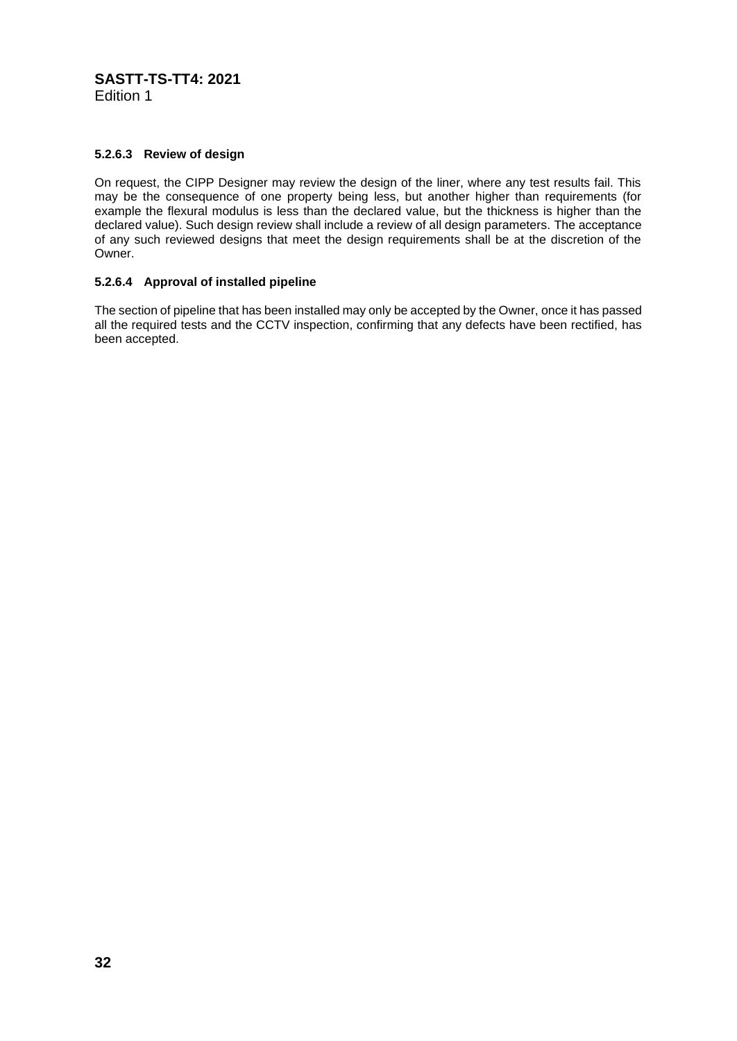#### 5.2.6.3 Review of design

On request, the CIPP Designer may review the design of the liner, where any test results fail. This may be the consequence of one property being less, but another higher than requirements (for example the flexural modulus is less than the declared value, but the thickness is higher than the declared value). Such design review shall include a review of all design parameters. The acceptance of any such reviewed designs that meet the design requirements shall be at the discretion of the Owner.

#### 5.2.6.4 Approval of installed pipeline

The section of pipeline that has been installed may only be accepted by the Owner, once it has passed all the required tests and the CCTV inspection, confirming that any defects have been rectified, has been accepted.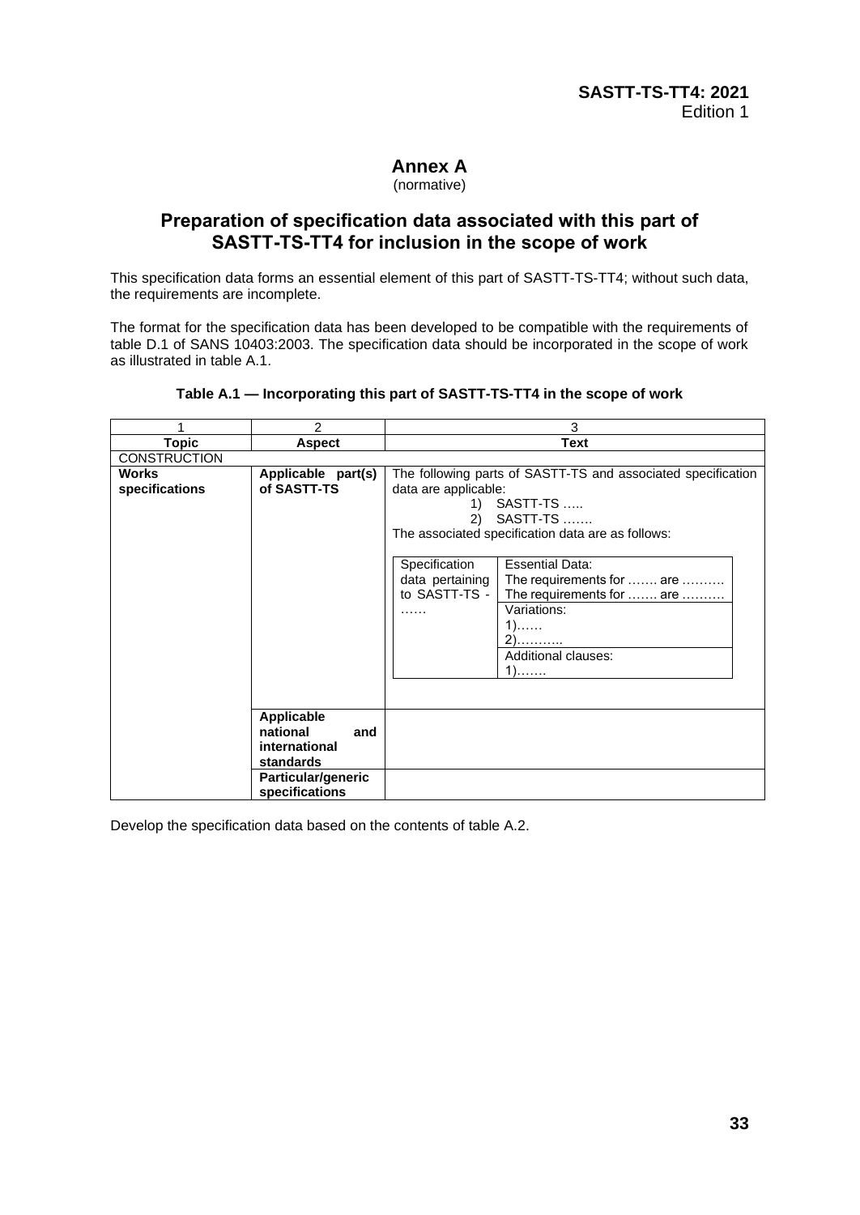# Annex A

(normative)

## Preparation of specification data associated with this part of SASTT-TS-TT4 for inclusion in the scope of work

This specification data forms an essential element of this part of SASTT-TS-TT4; without such data, the requirements are incomplete.

The format for the specification data has been developed to be compatible with the requirements of table D.1 of SANS 10403:2003. The specification data should be incorporated in the scope of work as illustrated in table A.1.

**Table A.1 — Incorporating this part of SASTT-TS-TT4 in the scope of work**

| 1 | 2 | 3 |
|---|---|---|
| **Topic** | **Aspect** | **Text** |
| CONSTRUCTION | | |
| **Works specifications** | **Applicable part(s) of SASTT-TS** | The following parts of SASTT-TS and associated specification data are applicable:<br>1) SASTT-TS …..<br>2) SASTT-TS …….<br>The associated specification data are as follows:<br><br>Specification data pertaining to SASTT-TS - …… — Essential Data: The requirements for ……. are ………. The requirements for ……. are ……….; Variations: 1)…… 2)……….; Additional clauses: 1)……. |
| | **Applicable national and international standards** | |
| | **Particular/generic specifications** | |

Develop the specification data based on the contents of table A.2.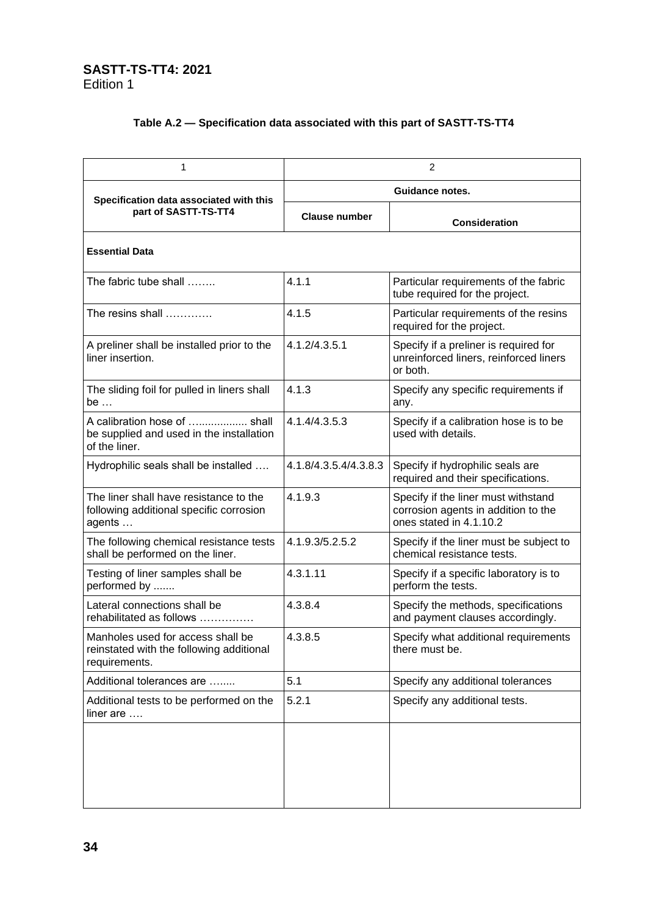**Table A.2 — Specification data associated with this part of SASTT-TS-TT4**

| 1 | 2 | |
|---|---|---|
| **Specification data associated with this part of SASTT-TS-TT4** | **Guidance notes.** | |
| | **Clause number** | **Consideration** |
| **Essential Data** | | |
| The fabric tube shall …….. | 4.1.1 | Particular requirements of the fabric tube required for the project. |
| The resins shall …………. | 4.1.5 | Particular requirements of the resins required for the project. |
| A preliner shall be installed prior to the liner insertion. | 4.1.2/4.3.5.1 | Specify if a preliner is required for unreinforced liners, reinforced liners or both. |
| The sliding foil for pulled in liners shall be … | 4.1.3 | Specify any specific requirements if any. |
| A calibration hose of ….............. shall be supplied and used in the installation of the liner. | 4.1.4/4.3.5.3 | Specify if a calibration hose is to be used with details. |
| Hydrophilic seals shall be installed …. | 4.1.8/4.3.5.4/4.3.8.3 | Specify if hydrophilic seals are required and their specifications. |
| The liner shall have resistance to the following additional specific corrosion agents … | 4.1.9.3 | Specify if the liner must withstand corrosion agents in addition to the ones stated in 4.1.10.2 |
| The following chemical resistance tests shall be performed on the liner. | 4.1.9.3/5.2.5.2 | Specify if the liner must be subject to chemical resistance tests. |
| Testing of liner samples shall be performed by ....... | 4.3.1.11 | Specify if a specific laboratory is to perform the tests. |
| Lateral connections shall be rehabilitated as follows …………… | 4.3.8.4 | Specify the methods, specifications and payment clauses accordingly. |
| Manholes used for access shall be reinstated with the following additional requirements. | 4.3.8.5 | Specify what additional requirements there must be. |
| Additional tolerances are …..... | 5.1 | Specify any additional tolerances |
| Additional tests to be performed on the liner are …. | 5.2.1 | Specify any additional tests. |
| | | |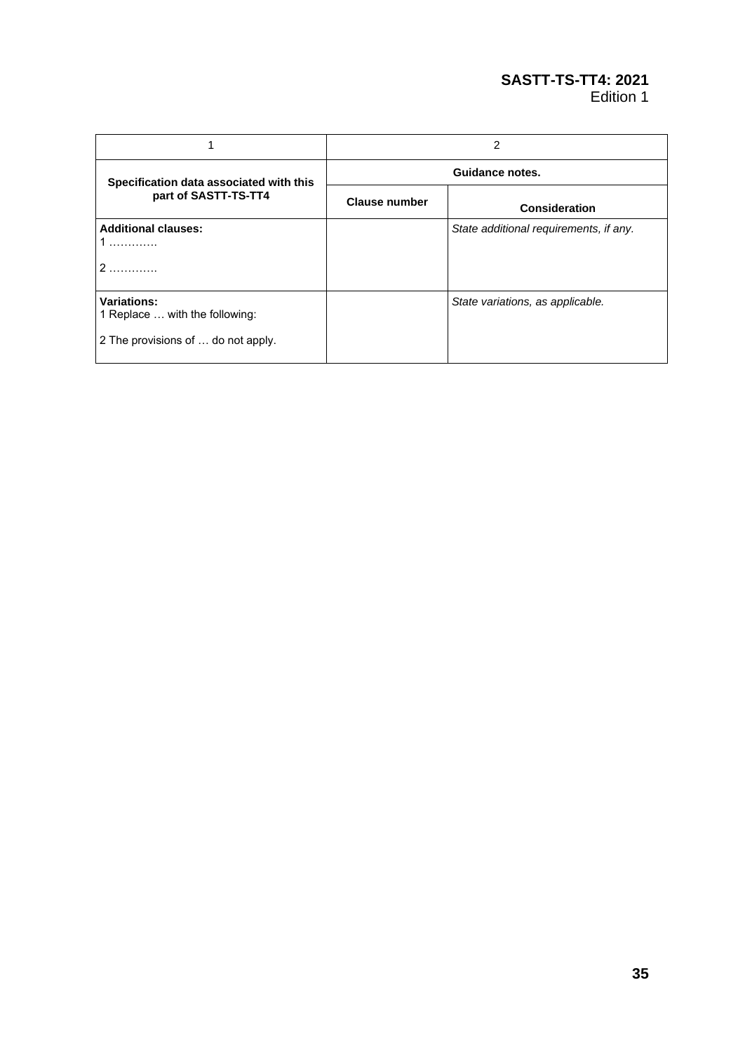| 1 | 2 | |
|---|---|---|
| **Specification data associated with this part of SASTT-TS-TT4** | **Guidance notes.** | |
| | **Clause number** | **Consideration** |
| **Additional clauses:**<br>1 ………….<br>2 …………. | | *State additional requirements, if any.* |
| **Variations:**<br>1 Replace … with the following:<br>2 The provisions of … do not apply. | | *State variations, as applicable.* |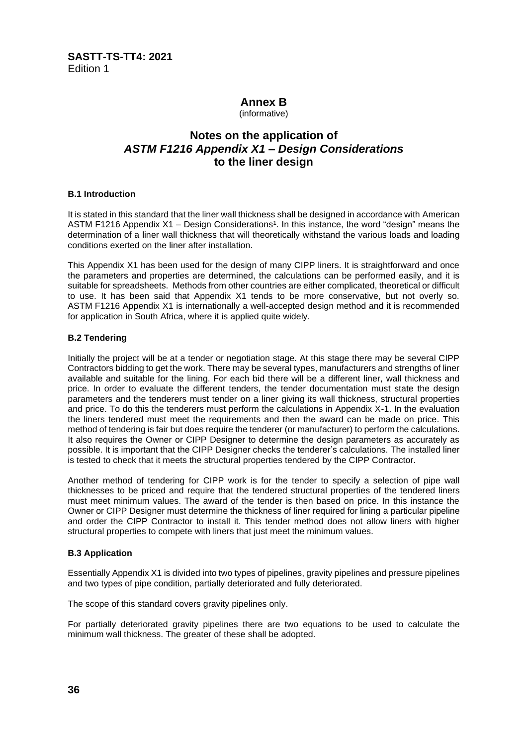**SASTT-TS-TT4: 2021**
Edition 1

# Annex B

(informative)

## Notes on the application of *ASTM F1216 Appendix X1 – Design Considerations* to the liner design

### B.1 Introduction

It is stated in this standard that the liner wall thickness shall be designed in accordance with American ASTM F1216 Appendix X1 – Design Considerations[1]. In this instance, the word "design" means the determination of a liner wall thickness that will theoretically withstand the various loads and loading conditions exerted on the liner after installation.

This Appendix X1 has been used for the design of many CIPP liners. It is straightforward and once the parameters and properties are determined, the calculations can be performed easily, and it is suitable for spreadsheets. Methods from other countries are either complicated, theoretical or difficult to use. It has been said that Appendix X1 tends to be more conservative, but not overly so. ASTM F1216 Appendix X1 is internationally a well-accepted design method and it is recommended for application in South Africa, where it is applied quite widely.

### B.2 Tendering

Initially the project will be at a tender or negotiation stage. At this stage there may be several CIPP Contractors bidding to get the work. There may be several types, manufacturers and strengths of liner available and suitable for the lining. For each bid there will be a different liner, wall thickness and price. In order to evaluate the different tenders, the tender documentation must state the design parameters and the tenderers must tender on a liner giving its wall thickness, structural properties and price. To do this the tenderers must perform the calculations in Appendix X-1. In the evaluation the liners tendered must meet the requirements and then the award can be made on price. This method of tendering is fair but does require the tenderer (or manufacturer) to perform the calculations. It also requires the Owner or CIPP Designer to determine the design parameters as accurately as possible. It is important that the CIPP Designer checks the tenderer's calculations. The installed liner is tested to check that it meets the structural properties tendered by the CIPP Contractor.

Another method of tendering for CIPP work is for the tender to specify a selection of pipe wall thicknesses to be priced and require that the tendered structural properties of the tendered liners must meet minimum values. The award of the tender is then based on price. In this instance the Owner or CIPP Designer must determine the thickness of liner required for lining a particular pipeline and order the CIPP Contractor to install it. This tender method does not allow liners with higher structural properties to compete with liners that just meet the minimum values.

### B.3 Application

Essentially Appendix X1 is divided into two types of pipelines, gravity pipelines and pressure pipelines and two types of pipe condition, partially deteriorated and fully deteriorated.

The scope of this standard covers gravity pipelines only.

For partially deteriorated gravity pipelines there are two equations to be used to calculate the minimum wall thickness. The greater of these shall be adopted.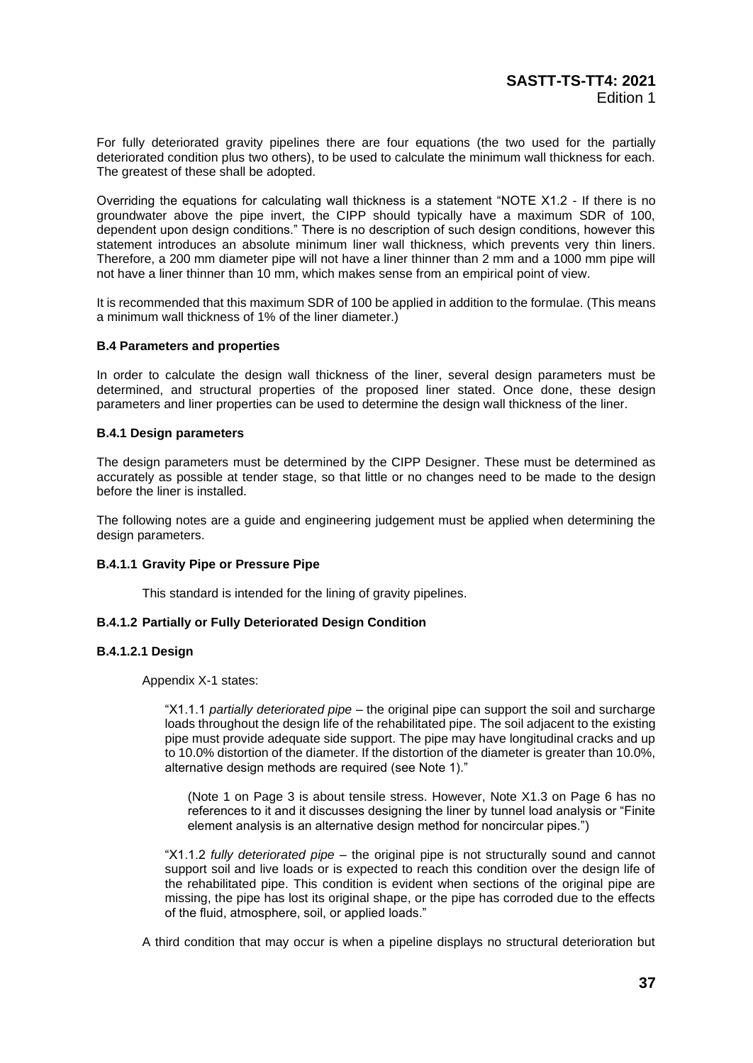For fully deteriorated gravity pipelines there are four equations (the two used for the partially deteriorated condition plus two others), to be used to calculate the minimum wall thickness for each. The greatest of these shall be adopted.

Overriding the equations for calculating wall thickness is a statement "NOTE X1.2 - If there is no groundwater above the pipe invert, the CIPP should typically have a maximum SDR of 100, dependent upon design conditions." There is no description of such design conditions, however this statement introduces an absolute minimum liner wall thickness, which prevents very thin liners. Therefore, a 200 mm diameter pipe will not have a liner thinner than 2 mm and a 1000 mm pipe will not have a liner thinner than 10 mm, which makes sense from an empirical point of view.

It is recommended that this maximum SDR of 100 be applied in addition to the formulae. (This means a minimum wall thickness of 1% of the liner diameter.)

#### B.4 Parameters and properties

In order to calculate the design wall thickness of the liner, several design parameters must be determined, and structural properties of the proposed liner stated. Once done, these design parameters and liner properties can be used to determine the design wall thickness of the liner.

#### B.4.1 Design parameters

The design parameters must be determined by the CIPP Designer. These must be determined as accurately as possible at tender stage, so that little or no changes need to be made to the design before the liner is installed.

The following notes are a guide and engineering judgement must be applied when determining the design parameters.

#### B.4.1.1 Gravity Pipe or Pressure Pipe

This standard is intended for the lining of gravity pipelines.

#### B.4.1.2 Partially or Fully Deteriorated Design Condition

#### B.4.1.2.1 Design

Appendix X-1 states:

> "X1.1.1 *partially deteriorated pipe* – the original pipe can support the soil and surcharge loads throughout the design life of the rehabilitated pipe. The soil adjacent to the existing pipe must provide adequate side support. The pipe may have longitudinal cracks and up to 10.0% distortion of the diameter. If the distortion of the diameter is greater than 10.0%, alternative design methods are required (see Note 1)."
>
> (Note 1 on Page 3 is about tensile stress. However, Note X1.3 on Page 6 has no references to it and it discusses designing the liner by tunnel load analysis or "Finite element analysis is an alternative design method for noncircular pipes.")
>
> "X1.1.2 *fully deteriorated pipe* – the original pipe is not structurally sound and cannot support soil and live loads or is expected to reach this condition over the design life of the rehabilitated pipe. This condition is evident when sections of the original pipe are missing, the pipe has lost its original shape, or the pipe has corroded due to the effects of the fluid, atmosphere, soil, or applied loads."

A third condition that may occur is when a pipeline displays no structural deterioration but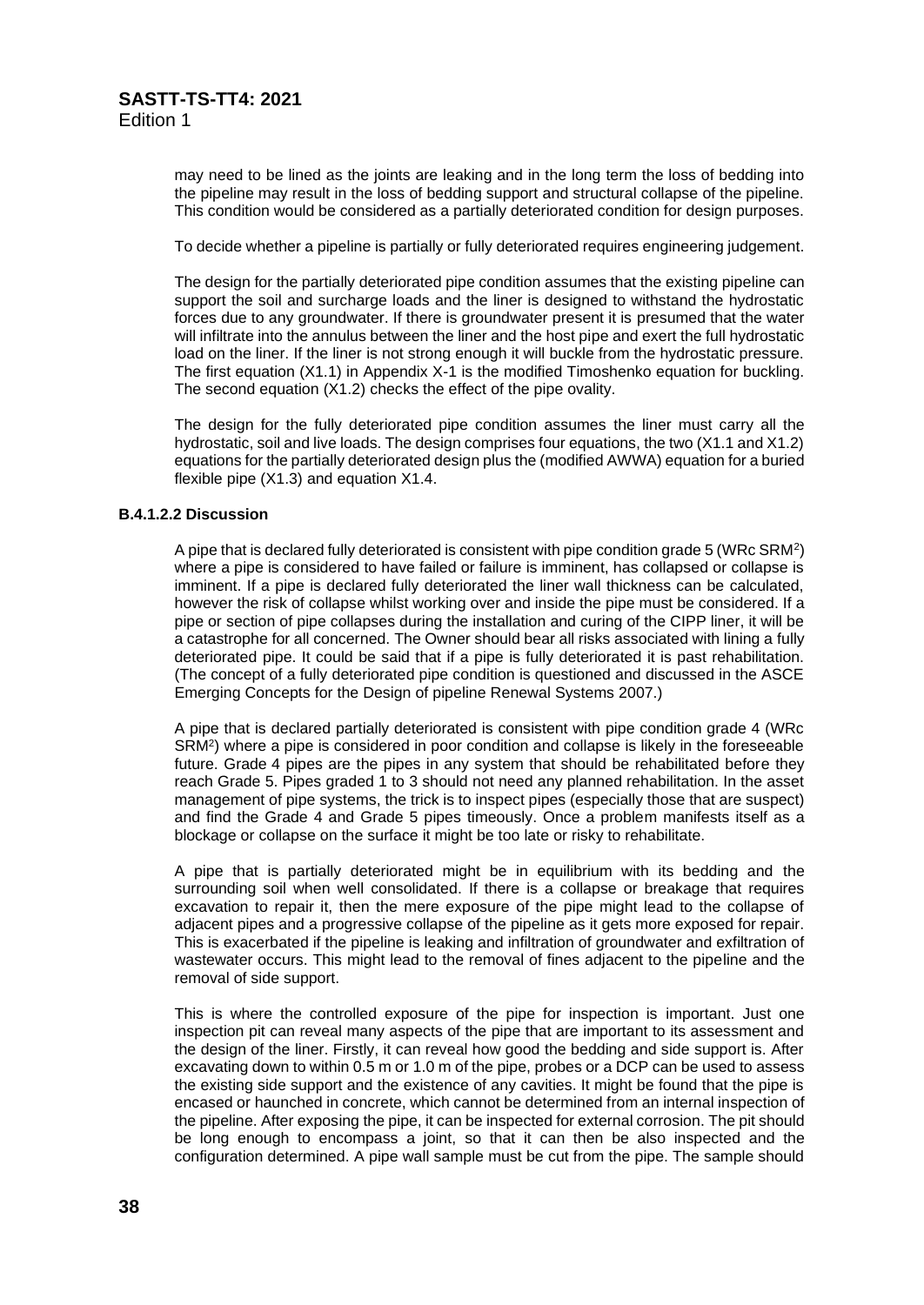may need to be lined as the joints are leaking and in the long term the loss of bedding into the pipeline may result in the loss of bedding support and structural collapse of the pipeline. This condition would be considered as a partially deteriorated condition for design purposes.

To decide whether a pipeline is partially or fully deteriorated requires engineering judgement.

The design for the partially deteriorated pipe condition assumes that the existing pipeline can support the soil and surcharge loads and the liner is designed to withstand the hydrostatic forces due to any groundwater. If there is groundwater present it is presumed that the water will infiltrate into the annulus between the liner and the host pipe and exert the full hydrostatic load on the liner. If the liner is not strong enough it will buckle from the hydrostatic pressure. The first equation (X1.1) in Appendix X-1 is the modified Timoshenko equation for buckling. The second equation (X1.2) checks the effect of the pipe ovality.

The design for the fully deteriorated pipe condition assumes the liner must carry all the hydrostatic, soil and live loads. The design comprises four equations, the two (X1.1 and X1.2) equations for the partially deteriorated design plus the (modified AWWA) equation for a buried flexible pipe (X1.3) and equation X1.4.

#### B.4.1.2.2 Discussion

A pipe that is declared fully deteriorated is consistent with pipe condition grade 5 (WRc SRM[2]) where a pipe is considered to have failed or failure is imminent, has collapsed or collapse is imminent. If a pipe is declared fully deteriorated the liner wall thickness can be calculated, however the risk of collapse whilst working over and inside the pipe must be considered. If a pipe or section of pipe collapses during the installation and curing of the CIPP liner, it will be a catastrophe for all concerned. The Owner should bear all risks associated with lining a fully deteriorated pipe. It could be said that if a pipe is fully deteriorated it is past rehabilitation. (The concept of a fully deteriorated pipe condition is questioned and discussed in the ASCE Emerging Concepts for the Design of pipeline Renewal Systems 2007.)

A pipe that is declared partially deteriorated is consistent with pipe condition grade 4 (WRc SRM[2]) where a pipe is considered in poor condition and collapse is likely in the foreseeable future. Grade 4 pipes are the pipes in any system that should be rehabilitated before they reach Grade 5. Pipes graded 1 to 3 should not need any planned rehabilitation. In the asset management of pipe systems, the trick is to inspect pipes (especially those that are suspect) and find the Grade 4 and Grade 5 pipes timeously. Once a problem manifests itself as a blockage or collapse on the surface it might be too late or risky to rehabilitate.

A pipe that is partially deteriorated might be in equilibrium with its bedding and the surrounding soil when well consolidated. If there is a collapse or breakage that requires excavation to repair it, then the mere exposure of the pipe might lead to the collapse of adjacent pipes and a progressive collapse of the pipeline as it gets more exposed for repair. This is exacerbated if the pipeline is leaking and infiltration of groundwater and exfiltration of wastewater occurs. This might lead to the removal of fines adjacent to the pipeline and the removal of side support.

This is where the controlled exposure of the pipe for inspection is important. Just one inspection pit can reveal many aspects of the pipe that are important to its assessment and the design of the liner. Firstly, it can reveal how good the bedding and side support is. After excavating down to within 0.5 m or 1.0 m of the pipe, probes or a DCP can be used to assess the existing side support and the existence of any cavities. It might be found that the pipe is encased or haunched in concrete, which cannot be determined from an internal inspection of the pipeline. After exposing the pipe, it can be inspected for external corrosion. The pit should be long enough to encompass a joint, so that it can then be also inspected and the configuration determined. A pipe wall sample must be cut from the pipe. The sample should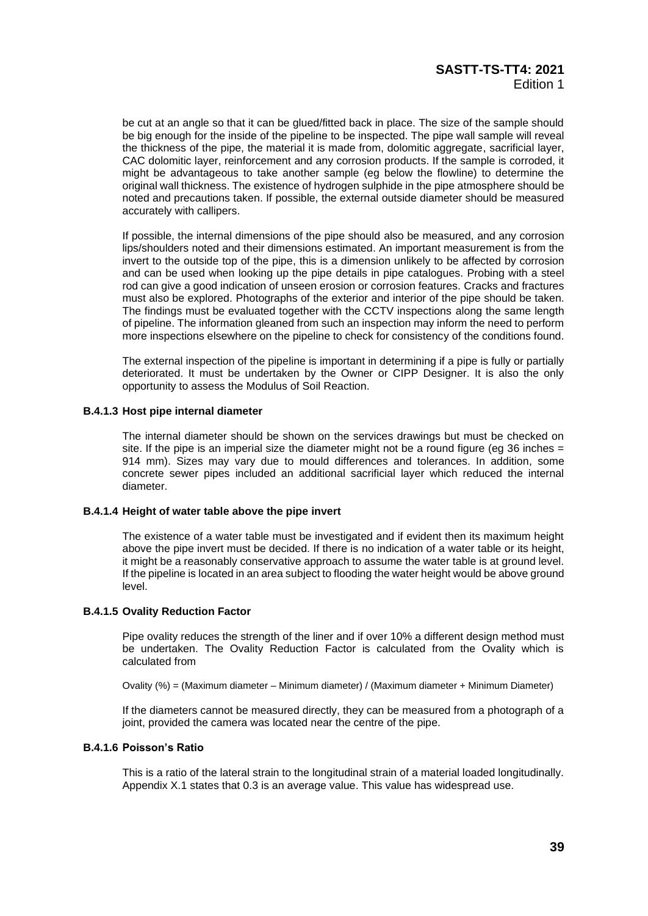be cut at an angle so that it can be glued/fitted back in place. The size of the sample should be big enough for the inside of the pipeline to be inspected. The pipe wall sample will reveal the thickness of the pipe, the material it is made from, dolomitic aggregate, sacrificial layer, CAC dolomitic layer, reinforcement and any corrosion products. If the sample is corroded, it might be advantageous to take another sample (eg below the flowline) to determine the original wall thickness. The existence of hydrogen sulphide in the pipe atmosphere should be noted and precautions taken. If possible, the external outside diameter should be measured accurately with callipers.

If possible, the internal dimensions of the pipe should also be measured, and any corrosion lips/shoulders noted and their dimensions estimated. An important measurement is from the invert to the outside top of the pipe, this is a dimension unlikely to be affected by corrosion and can be used when looking up the pipe details in pipe catalogues. Probing with a steel rod can give a good indication of unseen erosion or corrosion features. Cracks and fractures must also be explored. Photographs of the exterior and interior of the pipe should be taken. The findings must be evaluated together with the CCTV inspections along the same length of pipeline. The information gleaned from such an inspection may inform the need to perform more inspections elsewhere on the pipeline to check for consistency of the conditions found.

The external inspection of the pipeline is important in determining if a pipe is fully or partially deteriorated. It must be undertaken by the Owner or CIPP Designer. It is also the only opportunity to assess the Modulus of Soil Reaction.

#### B.4.1.3 Host pipe internal diameter

The internal diameter should be shown on the services drawings but must be checked on site. If the pipe is an imperial size the diameter might not be a round figure (eg 36 inches = 914 mm). Sizes may vary due to mould differences and tolerances. In addition, some concrete sewer pipes included an additional sacrificial layer which reduced the internal diameter.

#### B.4.1.4 Height of water table above the pipe invert

The existence of a water table must be investigated and if evident then its maximum height above the pipe invert must be decided. If there is no indication of a water table or its height, it might be a reasonably conservative approach to assume the water table is at ground level. If the pipeline is located in an area subject to flooding the water height would be above ground level.

#### B.4.1.5 Ovality Reduction Factor

Pipe ovality reduces the strength of the liner and if over 10% a different design method must be undertaken. The Ovality Reduction Factor is calculated from the Ovality which is calculated from

Ovality (%) = (Maximum diameter – Minimum diameter) / (Maximum diameter + Minimum Diameter)

If the diameters cannot be measured directly, they can be measured from a photograph of a joint, provided the camera was located near the centre of the pipe.

#### B.4.1.6 Poisson's Ratio

This is a ratio of the lateral strain to the longitudinal strain of a material loaded longitudinally. Appendix X.1 states that 0.3 is an average value. This value has widespread use.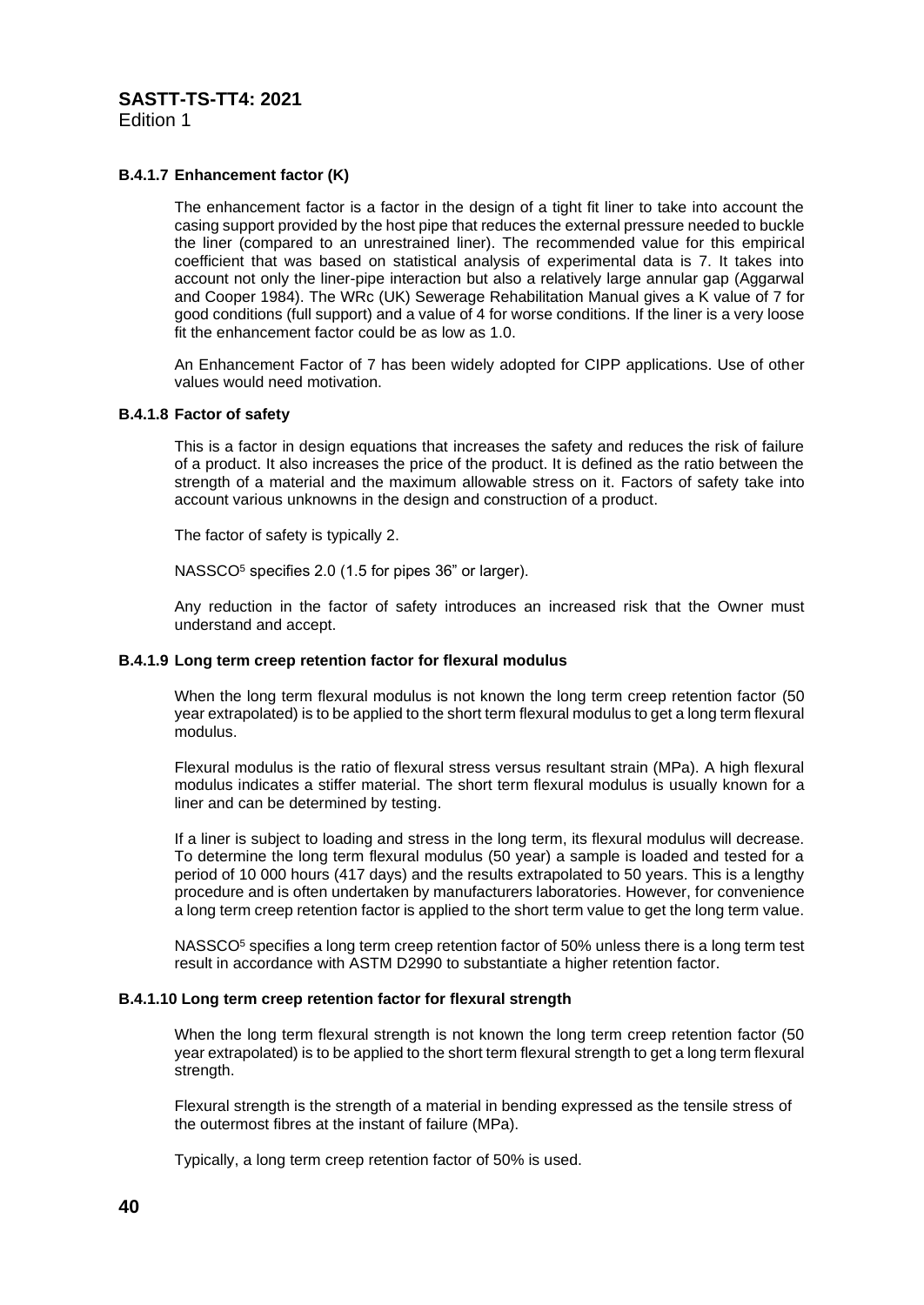#### B.4.1.7 Enhancement factor (K)

The enhancement factor is a factor in the design of a tight fit liner to take into account the casing support provided by the host pipe that reduces the external pressure needed to buckle the liner (compared to an unrestrained liner). The recommended value for this empirical coefficient that was based on statistical analysis of experimental data is 7. It takes into account not only the liner-pipe interaction but also a relatively large annular gap (Aggarwal and Cooper 1984). The WRc (UK) Sewerage Rehabilitation Manual gives a K value of 7 for good conditions (full support) and a value of 4 for worse conditions. If the liner is a very loose fit the enhancement factor could be as low as 1.0.

An Enhancement Factor of 7 has been widely adopted for CIPP applications. Use of other values would need motivation.

#### B.4.1.8 Factor of safety

This is a factor in design equations that increases the safety and reduces the risk of failure of a product. It also increases the price of the product. It is defined as the ratio between the strength of a material and the maximum allowable stress on it. Factors of safety take into account various unknowns in the design and construction of a product.

The factor of safety is typically 2.

NASSCO[5] specifies 2.0 (1.5 for pipes 36" or larger).

Any reduction in the factor of safety introduces an increased risk that the Owner must understand and accept.

#### B.4.1.9 Long term creep retention factor for flexural modulus

When the long term flexural modulus is not known the long term creep retention factor (50 year extrapolated) is to be applied to the short term flexural modulus to get a long term flexural modulus.

Flexural modulus is the ratio of flexural stress versus resultant strain (MPa). A high flexural modulus indicates a stiffer material. The short term flexural modulus is usually known for a liner and can be determined by testing.

If a liner is subject to loading and stress in the long term, its flexural modulus will decrease. To determine the long term flexural modulus (50 year) a sample is loaded and tested for a period of 10 000 hours (417 days) and the results extrapolated to 50 years. This is a lengthy procedure and is often undertaken by manufacturers laboratories. However, for convenience a long term creep retention factor is applied to the short term value to get the long term value.

NASSCO[5] specifies a long term creep retention factor of 50% unless there is a long term test result in accordance with ASTM D2990 to substantiate a higher retention factor.

#### B.4.1.10 Long term creep retention factor for flexural strength

When the long term flexural strength is not known the long term creep retention factor (50 year extrapolated) is to be applied to the short term flexural strength to get a long term flexural strength.

Flexural strength is the strength of a material in bending expressed as the tensile stress of the outermost fibres at the instant of failure (MPa).

Typically, a long term creep retention factor of 50% is used.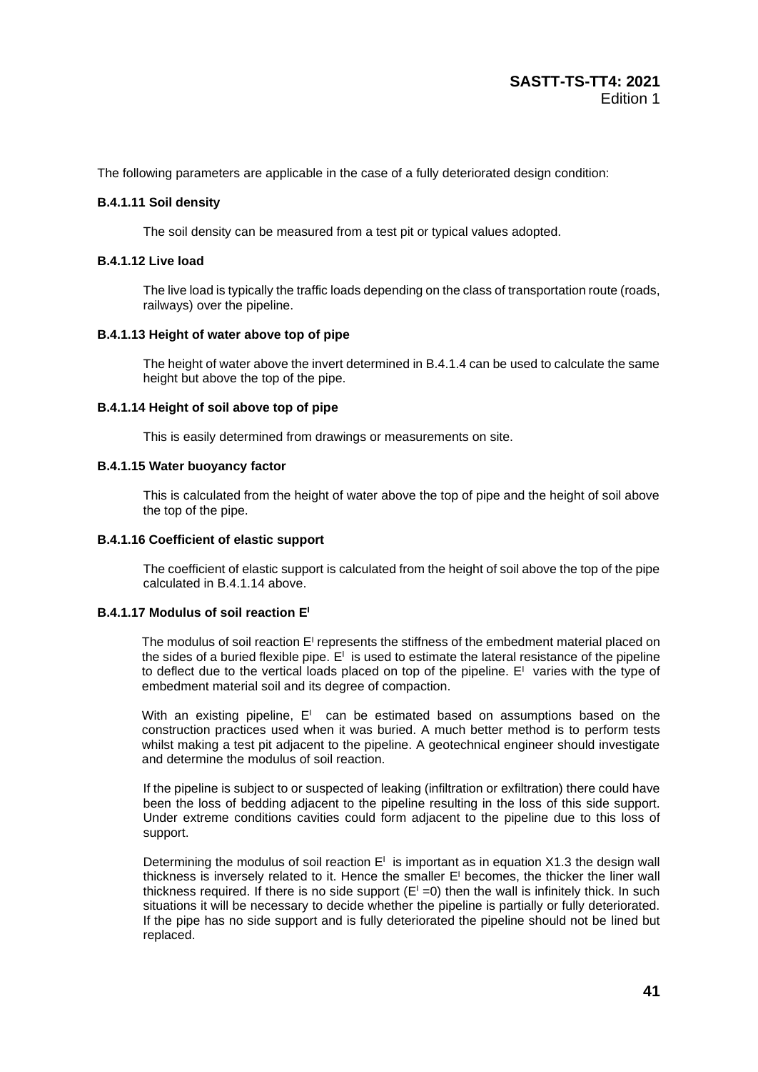The following parameters are applicable in the case of a fully deteriorated design condition:

**B.4.1.11 Soil density**

The soil density can be measured from a test pit or typical values adopted.

**B.4.1.12 Live load**

The live load is typically the traffic loads depending on the class of transportation route (roads, railways) over the pipeline.

**B.4.1.13 Height of water above top of pipe**

The height of water above the invert determined in B.4.1.4 can be used to calculate the same height but above the top of the pipe.

**B.4.1.14 Height of soil above top of pipe**

This is easily determined from drawings or measurements on site.

**B.4.1.15 Water buoyancy factor**

This is calculated from the height of water above the top of pipe and the height of soil above the top of the pipe.

**B.4.1.16 Coefficient of elastic support**

The coefficient of elastic support is calculated from the height of soil above the top of the pipe calculated in B.4.1.14 above.

**B.4.1.17 Modulus of soil reaction $E^l$**

The modulus of soil reaction $E^l$ represents the stiffness of the embedment material placed on the sides of a buried flexible pipe. $E^l$ is used to estimate the lateral resistance of the pipeline to deflect due to the vertical loads placed on top of the pipeline. $E^l$ varies with the type of embedment material soil and its degree of compaction.

With an existing pipeline, $E^l$ can be estimated based on assumptions based on the construction practices used when it was buried. A much better method is to perform tests whilst making a test pit adjacent to the pipeline. A geotechnical engineer should investigate and determine the modulus of soil reaction.

If the pipeline is subject to or suspected of leaking (infiltration or exfiltration) there could have been the loss of bedding adjacent to the pipeline resulting in the loss of this side support. Under extreme conditions cavities could form adjacent to the pipeline due to this loss of support.

Determining the modulus of soil reaction $E^l$ is important as in equation X1.3 the design wall thickness is inversely related to it. Hence the smaller $E^l$ becomes, the thicker the liner wall thickness required. If there is no side support ($E^l = 0$) then the wall is infinitely thick. In such situations it will be necessary to decide whether the pipeline is partially or fully deteriorated. If the pipe has no side support and is fully deteriorated the pipeline should not be lined but replaced.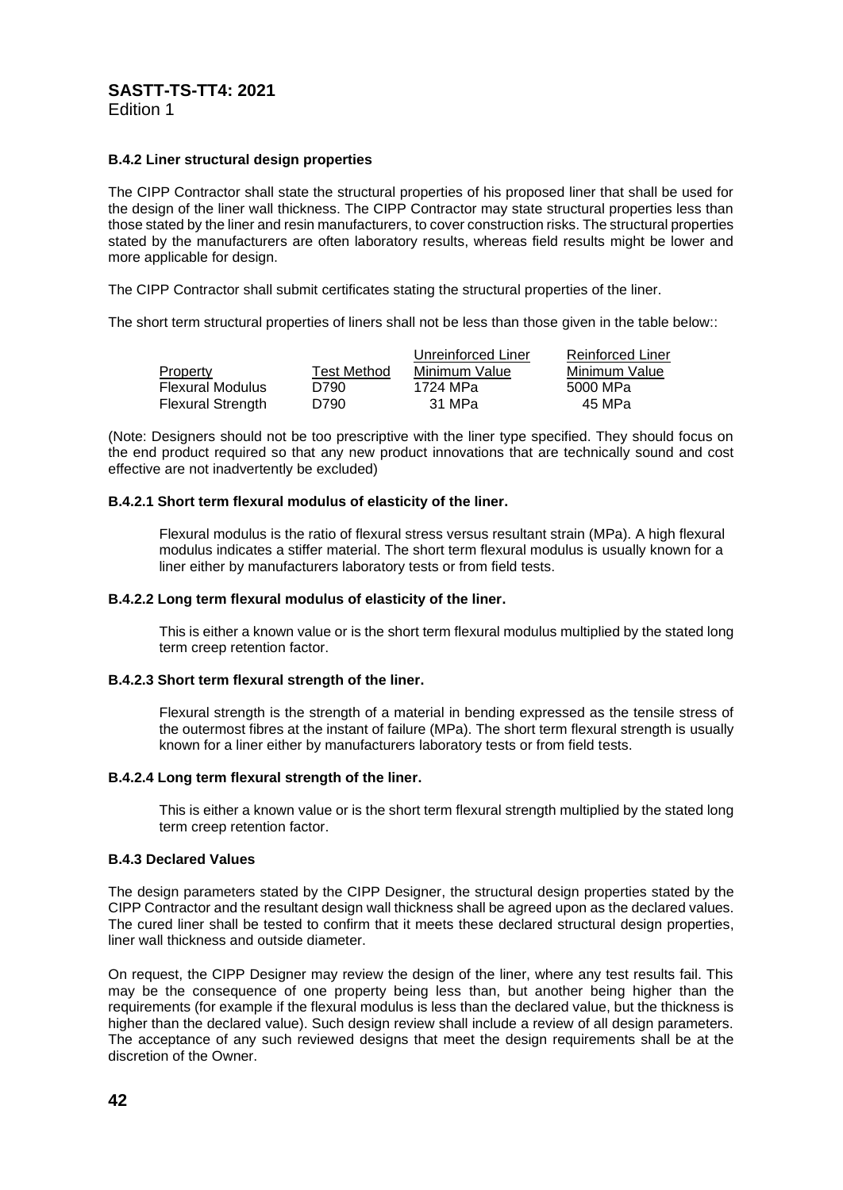#### B.4.2 Liner structural design properties

The CIPP Contractor shall state the structural properties of his proposed liner that shall be used for the design of the liner wall thickness. The CIPP Contractor may state structural properties less than those stated by the liner and resin manufacturers, to cover construction risks. The structural properties stated by the manufacturers are often laboratory results, whereas field results might be lower and more applicable for design.

The CIPP Contractor shall submit certificates stating the structural properties of the liner.

The short term structural properties of liners shall not be less than those given in the table below::

| Property | Test Method | Unreinforced Liner Minimum Value | Reinforced Liner Minimum Value |
|---|---|---|---|
| Flexural Modulus | D790 | 1724 MPa | 5000 MPa |
| Flexural Strength | D790 | 31 MPa | 45 MPa |

(Note: Designers should not be too prescriptive with the liner type specified. They should focus on the end product required so that any new product innovations that are technically sound and cost effective are not inadvertently be excluded)

#### B.4.2.1 Short term flexural modulus of elasticity of the liner.

Flexural modulus is the ratio of flexural stress versus resultant strain (MPa). A high flexural modulus indicates a stiffer material. The short term flexural modulus is usually known for a liner either by manufacturers laboratory tests or from field tests.

#### B.4.2.2 Long term flexural modulus of elasticity of the liner.

This is either a known value or is the short term flexural modulus multiplied by the stated long term creep retention factor.

#### B.4.2.3 Short term flexural strength of the liner.

Flexural strength is the strength of a material in bending expressed as the tensile stress of the outermost fibres at the instant of failure (MPa). The short term flexural strength is usually known for a liner either by manufacturers laboratory tests or from field tests.

#### B.4.2.4 Long term flexural strength of the liner.

This is either a known value or is the short term flexural strength multiplied by the stated long term creep retention factor.

#### B.4.3 Declared Values

The design parameters stated by the CIPP Designer, the structural design properties stated by the CIPP Contractor and the resultant design wall thickness shall be agreed upon as the declared values. The cured liner shall be tested to confirm that it meets these declared structural design properties, liner wall thickness and outside diameter.

On request, the CIPP Designer may review the design of the liner, where any test results fail. This may be the consequence of one property being less than, but another being higher than the requirements (for example if the flexural modulus is less than the declared value, but the thickness is higher than the declared value). Such design review shall include a review of all design parameters. The acceptance of any such reviewed designs that meet the design requirements shall be at the discretion of the Owner.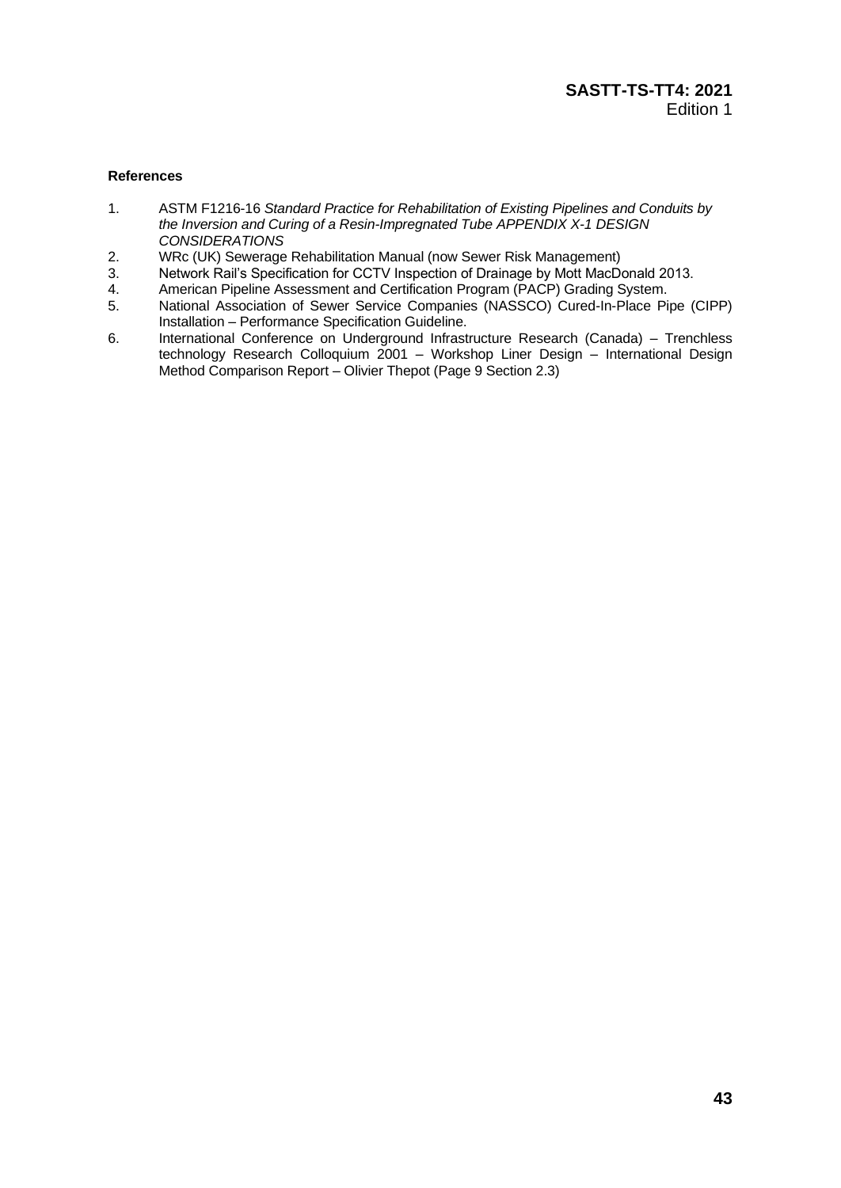**References**

1. ASTM F1216-16 *Standard Practice for Rehabilitation of Existing Pipelines and Conduits by the Inversion and Curing of a Resin-Impregnated Tube APPENDIX X-1 DESIGN CONSIDERATIONS*
2. WRc (UK) Sewerage Rehabilitation Manual (now Sewer Risk Management)
3. Network Rail's Specification for CCTV Inspection of Drainage by Mott MacDonald 2013.
4. American Pipeline Assessment and Certification Program (PACP) Grading System.
5. National Association of Sewer Service Companies (NASSCO) Cured-In-Place Pipe (CIPP) Installation – Performance Specification Guideline.
6. International Conference on Underground Infrastructure Research (Canada) – Trenchless technology Research Colloquium 2001 – Workshop Liner Design – International Design Method Comparison Report – Olivier Thepot (Page 9 Section 2.3)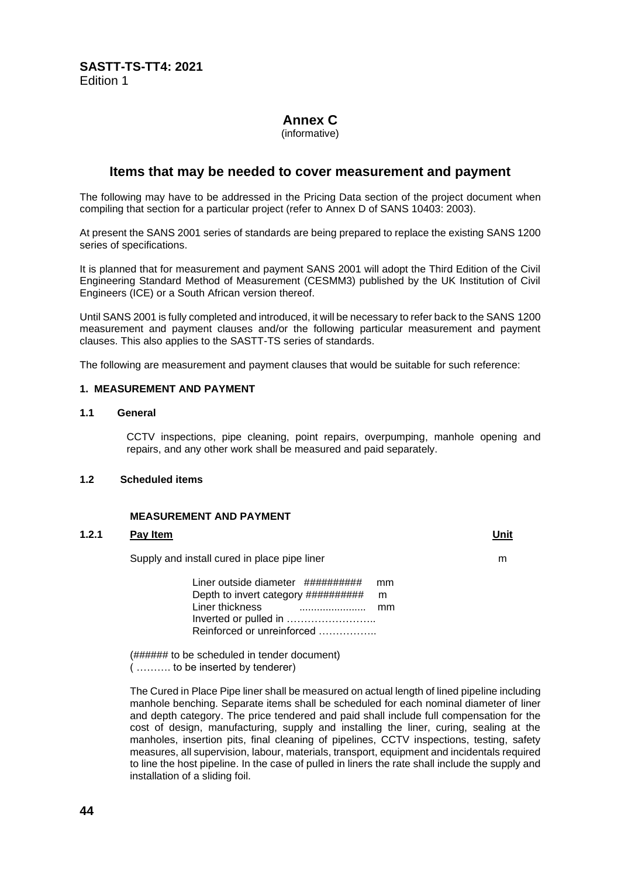# Annex C

(informative)

## Items that may be needed to cover measurement and payment

The following may have to be addressed in the Pricing Data section of the project document when compiling that section for a particular project (refer to Annex D of SANS 10403: 2003).

At present the SANS 2001 series of standards are being prepared to replace the existing SANS 1200 series of specifications.

It is planned that for measurement and payment SANS 2001 will adopt the Third Edition of the Civil Engineering Standard Method of Measurement (CESMM3) published by the UK Institution of Civil Engineers (ICE) or a South African version thereof.

Until SANS 2001 is fully completed and introduced, it will be necessary to refer back to the SANS 1200 measurement and payment clauses and/or the following particular measurement and payment clauses. This also applies to the SASTT-TS series of standards.

The following are measurement and payment clauses that would be suitable for such reference:

### 1. MEASUREMENT AND PAYMENT

#### 1.1 General

CCTV inspections, pipe cleaning, point repairs, overpumping, manhole opening and repairs, and any other work shall be measured and paid separately.

#### 1.2 Scheduled items

**MEASUREMENT AND PAYMENT**

| 1.2.1 | Pay Item | Unit |
|---|---|---|
| | Supply and install cured in place pipe liner | m |

Liner outside diameter ########## mm
Depth to invert category ########## m
Liner thickness ...................... mm
Inverted or pulled in ……………………..
Reinforced or unreinforced ……………..

(###### to be scheduled in tender document)
( ………. to be inserted by tenderer)

The Cured in Place Pipe liner shall be measured on actual length of lined pipeline including manhole benching. Separate items shall be scheduled for each nominal diameter of liner and depth category. The price tendered and paid shall include full compensation for the cost of design, manufacturing, supply and installing the liner, curing, sealing at the manholes, insertion pits, final cleaning of pipelines, CCTV inspections, testing, safety measures, all supervision, labour, materials, transport, equipment and incidentals required to line the host pipeline. In the case of pulled in liners the rate shall include the supply and installation of a sliding foil.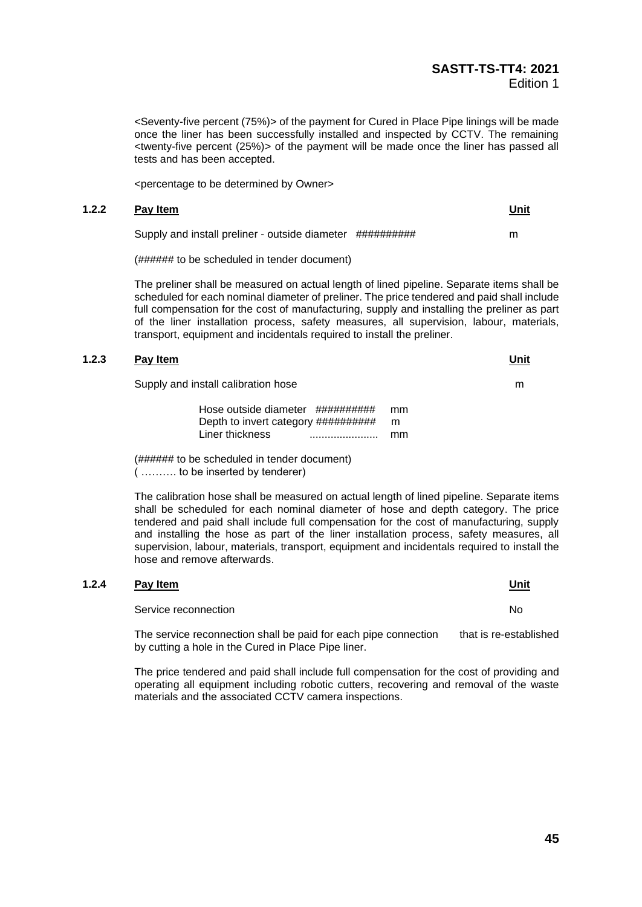<Seventy-five percent (75%)> of the payment for Cured in Place Pipe linings will be made once the liner has been successfully installed and inspected by CCTV. The remaining <twenty-five percent (25%)> of the payment will be made once the liner has passed all tests and has been accepted.

<percentage to be determined by Owner>

**1.2.2 Pay Item** — **Unit**

Supply and install preliner - outside diameter ########## — m

(###### to be scheduled in tender document)

The preliner shall be measured on actual length of lined pipeline. Separate items shall be scheduled for each nominal diameter of preliner. The price tendered and paid shall include full compensation for the cost of manufacturing, supply and installing the preliner as part of the liner installation process, safety measures, all supervision, labour, materials, transport, equipment and incidentals required to install the preliner.

**1.2.3 Pay Item** — **Unit**

Supply and install calibration hose — m

| | | |
|---|---|---|
| Hose outside diameter | ########## | mm |
| Depth to invert category | ########## | m |
| Liner thickness | ....................... | mm |

(###### to be scheduled in tender document)
( ………. to be inserted by tenderer)

The calibration hose shall be measured on actual length of lined pipeline. Separate items shall be scheduled for each nominal diameter of hose and depth category. The price tendered and paid shall include full compensation for the cost of manufacturing, supply and installing the hose as part of the liner installation process, safety measures, all supervision, labour, materials, transport, equipment and incidentals required to install the hose and remove afterwards.

**1.2.4 Pay Item** — **Unit**

Service reconnection — No

The service reconnection shall be paid for each pipe connection that is re-established by cutting a hole in the Cured in Place Pipe liner.

The price tendered and paid shall include full compensation for the cost of providing and operating all equipment including robotic cutters, recovering and removal of the waste materials and the associated CCTV camera inspections.